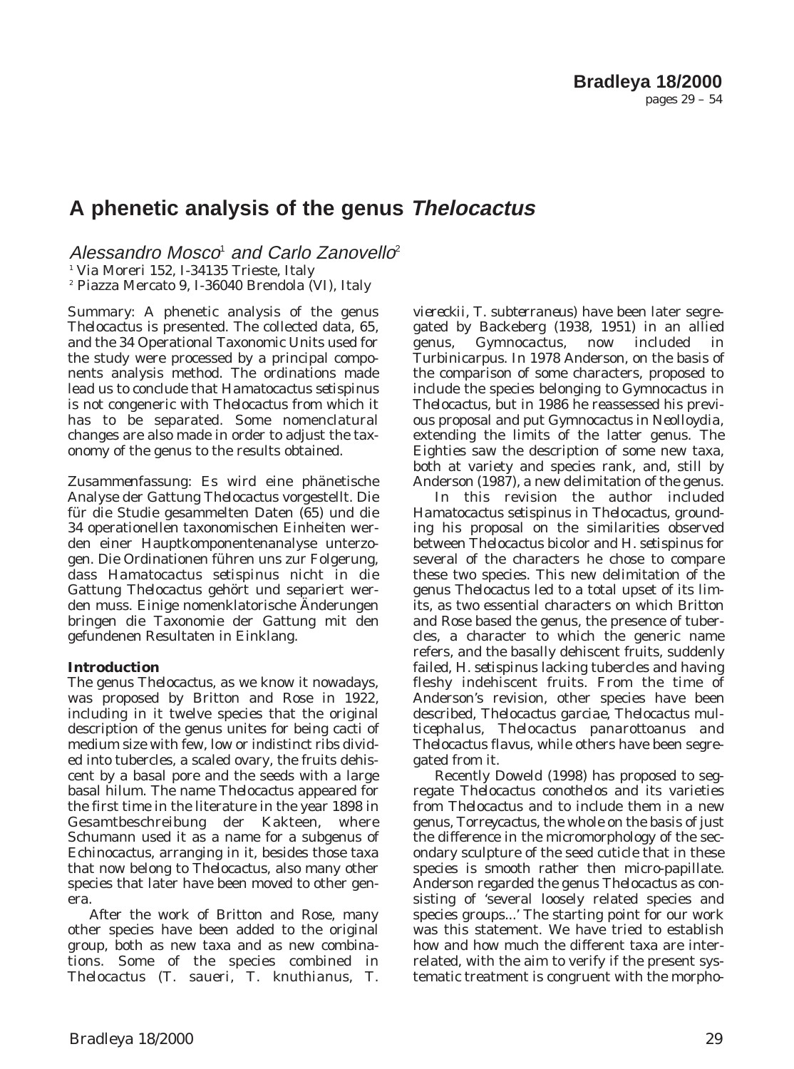# A phenetic analysis of the genus *Thelocactus*

*Alessandro Mosco*[1] *and Carlo Zanovello*[2]

[1] Via Moreri 152, I-34135 Trieste, Italy
[2] Piazza Mercato 9, I-36040 Brendola (VI), Italy

Summary: A phenetic analysis of the genus *Thelocactus* is presented. The collected data, 65, and the 34 Operational Taxonomic Units used for the study were processed by a principal components analysis method. The ordinations made lead us to conclude that *Hamatocactus setispinus* is not congeneric with *Thelocactus* from which it has to be separated. Some nomenclatural changes are also made in order to adjust the taxonomy of the genus to the results obtained.

Zusammenfassung: Es wird eine phänetische Analyse der Gattung *Thelocactus* vorgestellt. Die für die Studie gesammelten Daten (65) und die 34 operationellen taxonomischen Einheiten werden einer Hauptkomponentenanalyse unterzogen. Die Ordinationen führen uns zur Folgerung, dass *Hamatocactus setispinus* nicht in die Gattung *Thelocactus* gehört und separiert werden muss. Einige nomenklatorische Änderungen bringen die Taxonomie der Gattung mit den gefundenen Resultaten in Einklang.

## Introduction

The genus *Thelocactus*, as we know it nowadays, was proposed by Britton and Rose in 1922, including in it twelve species that the original description of the genus unites for being cacti of medium size with few, low or indistinct ribs divided into tubercles, a scaled ovary, the fruits dehiscent by a basal pore and the seeds with a large basal hilum. The name *Thelocactus* appeared for the first time in the literature in the year 1898 in Gesamtbeschreibung der Kakteen, where Schumann used it as a name for a subgenus of *Echinocactus*, arranging in it, besides those taxa that now belong to *Thelocactus*, also many other species that later have been moved to other genera.

After the work of Britton and Rose, many other species have been added to the original group, both as new taxa and as new combinations. Some of the species combined in *Thelocactus* (*T. saueri*, *T. knuthianus*, *T. viereckii*, *T. subterraneus*) have been later segregated by Backeberg (1938, 1951) in an allied genus, *Gymnocactus*, now included in *Turbinicarpus*. In 1978 Anderson, on the basis of the comparison of some characters, proposed to include the species belonging to *Gymnocactus* in *Thelocactus*, but in 1986 he reassessed his previous proposal and put *Gymnocactus* in *Neolloydia*, extending the limits of the latter genus. The Eighties saw the description of some new taxa, both at variety and species rank, and, still by Anderson (1987), a new delimitation of the genus.

In this revision the author included *Hamatocactus setispinus* in *Thelocactus*, grounding his proposal on the similarities observed between *Thelocactus bicolor* and *H. setispinus* for several of the characters he chose to compare these two species. This new delimitation of the genus *Thelocactus* led to a total upset of its limits, as two essential characters on which Britton and Rose based the genus, the presence of tubercles, a character to which the generic name refers, and the basally dehiscent fruits, suddenly failed, *H. setispinus* lacking tubercles and having fleshy indehiscent fruits. From the time of Anderson's revision, other species have been described, *Thelocactus garciae*, *Thelocactus multicephalus*, *Thelocactus panarottoanus* and *Thelocactus flavus*, while others have been segregated from it.

Recently Doweld (1998) has proposed to segregate *Thelocactus conothelos* and its varieties from *Thelocactus* and to include them in a new genus, *Torreycactus*, the whole on the basis of just the difference in the micromorphology of the secondary sculpture of the seed cuticle that in these species is smooth rather then micro-papillate. Anderson regarded the genus *Thelocactus* as consisting of 'several loosely related species and species groups...' The starting point for our work was this statement. We have tried to establish how and how much the different taxa are interrelated, with the aim to verify if the present systematic treatment is congruent with the morpho-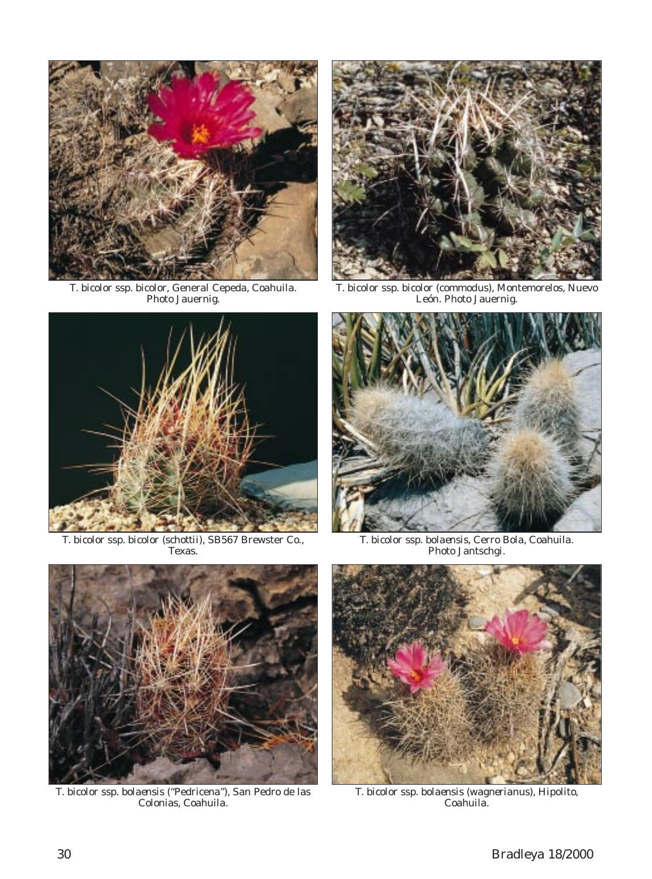*T. bicolor* ssp. *bicolor*, General Cepeda, Coahuila. Photo Jauernig.

*T. bicolor* ssp. *bicolor* (*commodus*), Montemorelos, Nuevo León. Photo Jauernig.

*T. bicolor* ssp. *bicolor* (*schottii*), SB567 Brewster Co., Texas.

*T. bicolor* ssp. *bolaensis*, Cerro Bola, Coahuila. Photo Jantschgi.

*T. bicolor* ssp. *bolaensis* ("Pedricena"), San Pedro de las Colonias, Coahuila.

*T. bicolor* ssp. *bolaensis* (*wagnerianus*), Hipolito, Coahuila.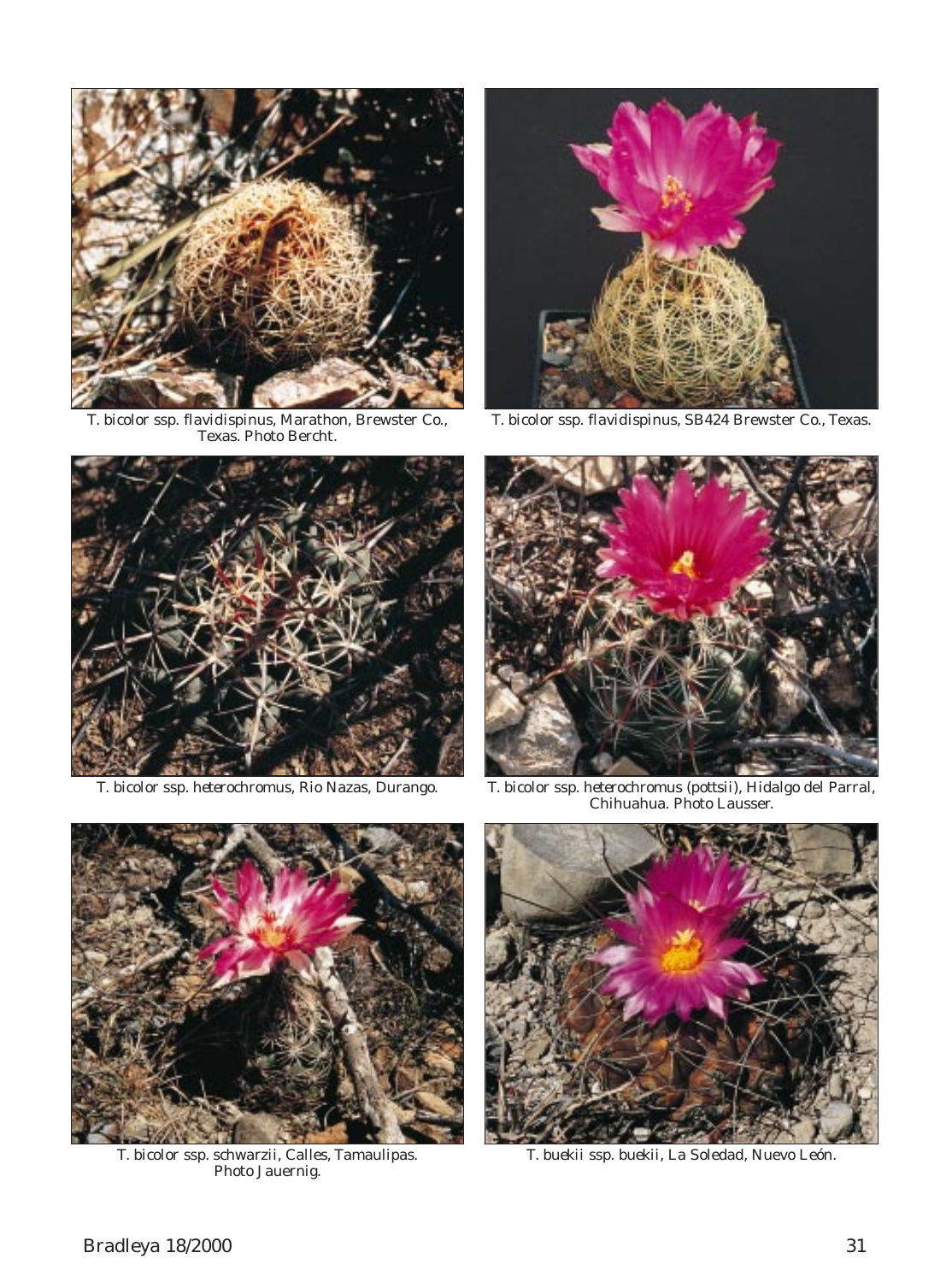T. bicolor ssp. flavidispinus, Marathon, Brewster Co., Texas. Photo Bercht.

T. bicolor ssp. flavidispinus, SB424 Brewster Co., Texas.

T. bicolor ssp. heterochromus, Rio Nazas, Durango.

T. bicolor ssp. heterochromus (pottsii), Hidalgo del Parral, Chihuahua. Photo Lausser.

T. bicolor ssp. schwarzii, Calles, Tamaulipas. Photo Jauernig.

T. buekii ssp. buekii, La Soledad, Nuevo León.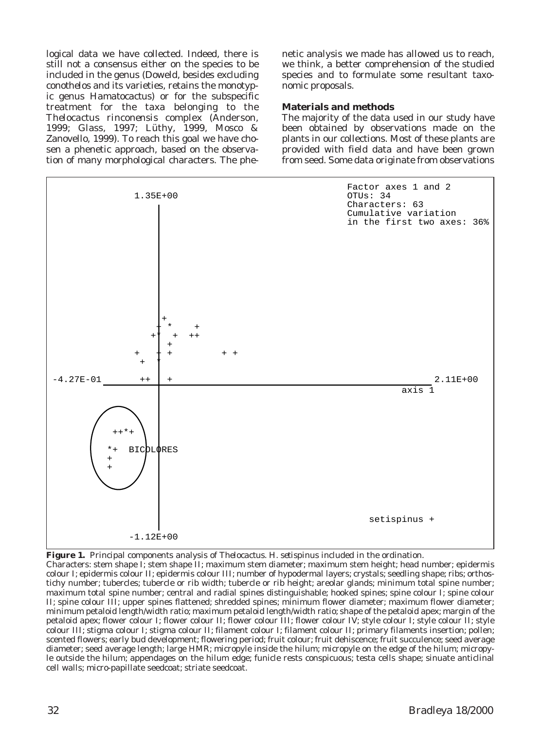logical data we have collected. Indeed, there is still not a consensus either on the species to be included in the genus (Doweld, besides excluding *conothelos* and its varieties, retains the monotypic genus *Hamatocactus*) or for the subspecific treatment for the taxa belonging to the *Thelocactus rinconensis* complex (Anderson, 1999; Glass, 1997; Lüthy, 1999, Mosco & Zanovello, 1999). To reach this goal we have chosen a phenetic approach, based on the observation of many morphological characters. The phenetic analysis we made has allowed us to reach, we think, a better comprehension of the studied species and to formulate some resultant taxonomic proposals.

## Materials and methods

The majority of the data used in our study have been obtained by observations made on the plants in our collections. Most of these plants are provided with field data and have been grown from seed. Some data originate from observations

```
Factor axes 1 and 2
OTUs: 34
Characters: 63
Cumulative variation
in the first two axes: 36%

axis 1: -4.27E-01 to 2.11E+00
axis 2: -1.12E+00 to 1.35E+00

BICOLORES
setispinus +
```

**Figure 1.** Principal components analysis of *Thelocactus*. *H. setispinus* included in the ordination.

Characters: stem shape I; stem shape II; maximum stem diameter; maximum stem height; head number; epidermis colour I; epidermis colour II; epidermis colour III; number of hypodermal layers; crystals; seedling shape; ribs; orthostichy number; tubercles; tubercle or rib width; tubercle or rib height; areolar glands; minimum total spine number; maximum total spine number; central and radial spines distinguishable; hooked spines; spine colour I; spine colour II; spine colour III; upper spines flattened; shredded spines; minimum flower diameter; maximum flower diameter; minimum petaloid length/width ratio; maximum petaloid length/width ratio; shape of the petaloid apex; margin of the petaloid apex; flower colour I; flower colour II; flower colour III; flower colour IV; style colour I; style colour II; style colour III; stigma colour I; stigma colour II; filament colour I; filament colour II; primary filaments insertion; pollen; scented flowers; early bud development; flowering period; fruit colour; fruit dehiscence; fruit succulence; seed average diameter; seed average length; large HMR; micropyle inside the hilum; micropyle on the edge of the hilum; micropyle outside the hilum; appendages on the hilum edge; funicle rests conspicuous; testa cells shape; sinuate anticlinal cell walls; micro-papillate seedcoat; striate seedcoat.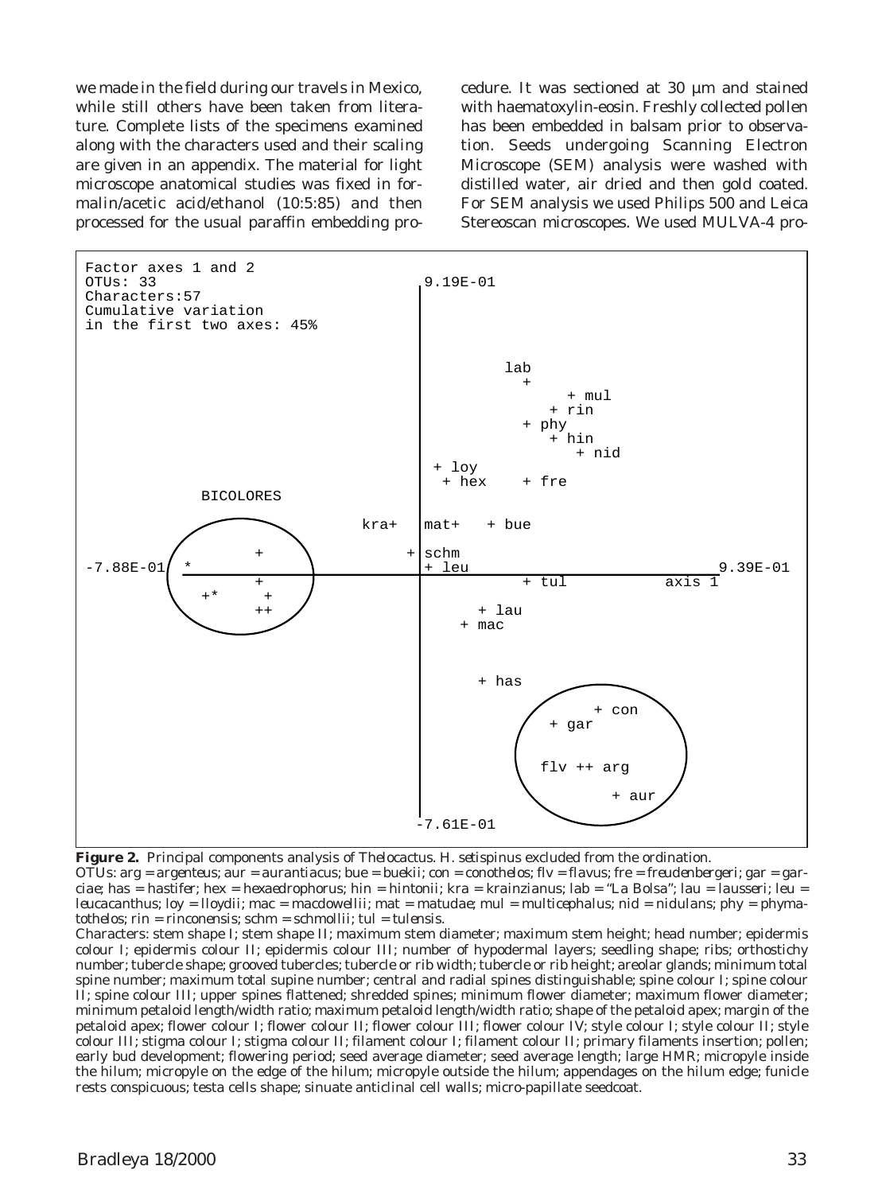we made in the field during our travels in Mexico, while still others have been taken from literature. Complete lists of the specimens examined along with the characters used and their scaling are given in an appendix. The material for light microscope anatomical studies was fixed in formalin/acetic acid/ethanol (10:5:85) and then processed for the usual paraffin embedding procedure. It was sectioned at 30 µm and stained with haematoxylin-eosin. Freshly collected pollen has been embedded in balsam prior to observation. Seeds undergoing Scanning Electron Microscope (SEM) analysis were washed with distilled water, air dried and then gold coated. For SEM analysis we used Philips 500 and Leica Stereoscan microscopes. We used MULVA-4 pro-

```
Factor axes 1 and 2
OTUs: 33
Characters:57
Cumulative variation
in the first two axes: 45%
```

**Figure 2.** Principal components analysis of *Thelocactus*. *H. setispinus* excluded from the ordination.

OTUs: arg = *argenteus*; aur = *aurantiacus*; bue = *buekii*; con = *conothelos*; flv = *flavus*; fre = *freudenbergeri*; gar = *garciae*; has = *hastifer*; hex = *hexaedrophorus*; hin = *hintonii*; kra = *krainzianus*; lab = "La Bolsa"; lau = *lausseri*; leu = *leucacanthus*; loy = *lloydii*; mac = *macdowellii*; mat = *matudae*; mul = *multicephalus*; nid = *nidulans*; phy = *phymatothelos*; rin = *rinconensis*; schm = *schmollii*; tul = *tulensis*.

Characters: stem shape I; stem shape II; maximum stem diameter; maximum stem height; head number; epidermis colour I; epidermis colour II; epidermis colour III; number of hypodermal layers; seedling shape; ribs; orthostichy number; tubercle shape; grooved tubercles; tubercle or rib width; tubercle or rib height; areolar glands; minimum total spine number; maximum total supine number; central and radial spines distinguishable; spine colour I; spine colour II; spine colour III; upper spines flattened; shredded spines; minimum flower diameter; maximum flower diameter; minimum petaloid length/width ratio; maximum petaloid length/width ratio; shape of the petaloid apex; margin of the petaloid apex; flower colour I; flower colour II; flower colour III; flower colour IV; style colour I; style colour II; style colour III; stigma colour I; stigma colour II; filament colour I; filament colour II; primary filaments insertion; pollen; early bud development; flowering period; seed average diameter; seed average length; large HMR; micropyle inside the hilum; micropyle on the edge of the hilum; micropyle outside the hilum; appendages on the hilum edge; funicle rests conspicuous; testa cells shape; sinuate anticlinal cell walls; micro-papillate seedcoat.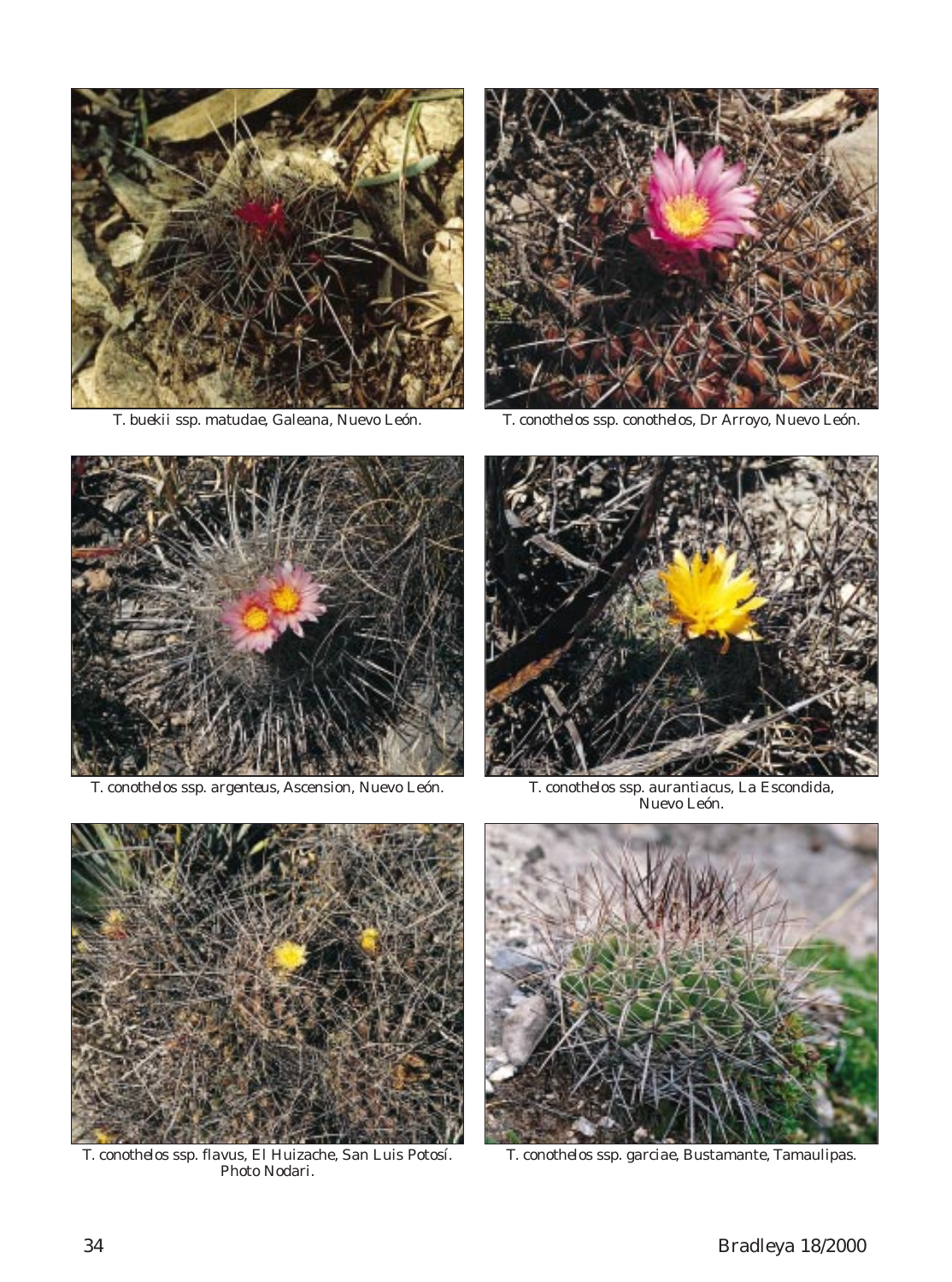T. buekii ssp. matudae, Galeana, Nuevo León.

T. conothelos ssp. conothelos, Dr Arroyo, Nuevo León.

T. conothelos ssp. argenteus, Ascension, Nuevo León.

T. conothelos ssp. aurantiacus, La Escondida, Nuevo León.

T. conothelos ssp. flavus, El Huizache, San Luis Potosí. Photo Nodari.

T. conothelos ssp. garciae, Bustamante, Tamaulipas.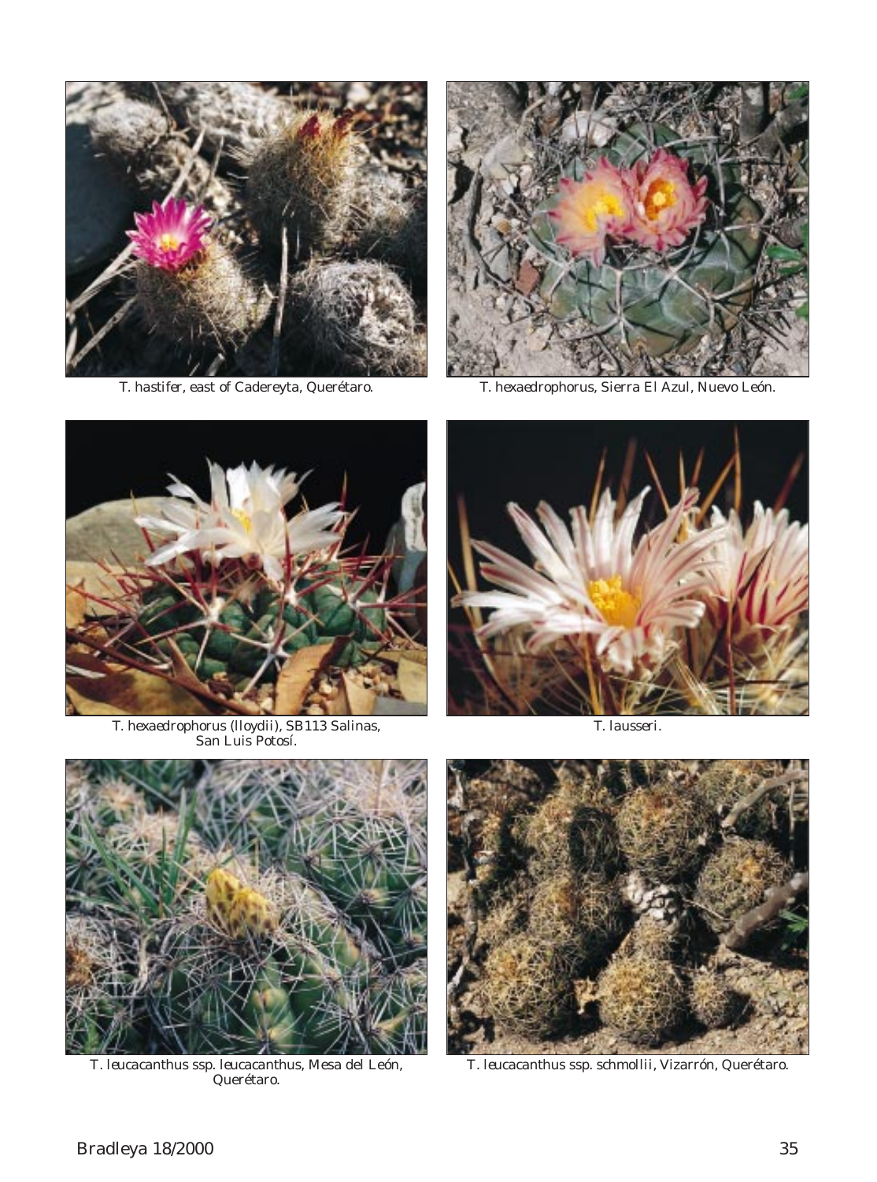*T. hastifer*, east of Cadereyta, Querétaro.

*T. hexaedrophorus*, Sierra El Azul, Nuevo León.

*T. hexaedrophorus* (*lloydii*), SB113 Salinas, San Luis Potosí.

*T. lausseri*.

*T. leucacanthus* ssp. *leucacanthus*, Mesa del León, Querétaro.

*T. leucacanthus* ssp. *schmollii*, Vizarrón, Querétaro.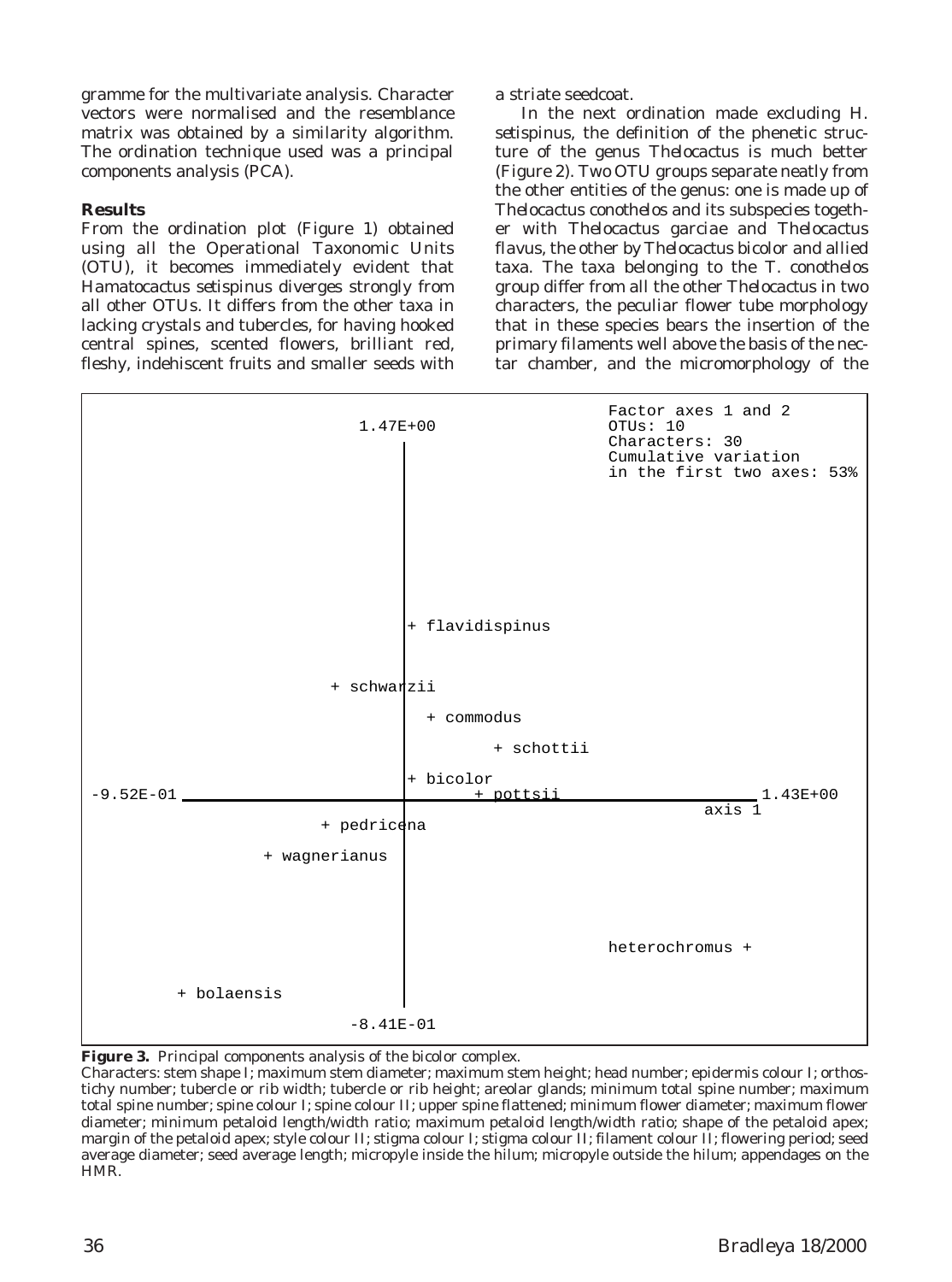gramme for the multivariate analysis. Character vectors were normalised and the resemblance matrix was obtained by a similarity algorithm. The ordination technique used was a principal components analysis (PCA).

**Results**

From the ordination plot (Figure 1) obtained using all the Operational Taxonomic Units (OTU), it becomes immediately evident that *Hamatocactus setispinus* diverges strongly from all other OTUs. It differs from the other taxa in lacking crystals and tubercles, for having hooked central spines, scented flowers, brilliant red, fleshy, indehiscent fruits and smaller seeds with a striate seedcoat.

In the next ordination made excluding *H. setispinus*, the definition of the phenetic structure of the genus *Thelocactus* is much better (Figure 2). Two OTU groups separate neatly from the other entities of the genus: one is made up of *Thelocactus conothelos* and its subspecies together with *Thelocactus garciae* and *Thelocactus flavus*, the other by *Thelocactus bicolor* and allied taxa. The taxa belonging to the *T. conothelos* group differ from all the other *Thelocactus* in two characters, the peculiar flower tube morphology that in these species bears the insertion of the primary filaments well above the basis of the nectar chamber, and the micromorphology of the

```
Factor axes 1 and 2
OTUs: 10
Characters: 30
Cumulative variation
in the first two axes: 53%

Axis 1: -9.52E-01 to 1.43E+00
Axis 2: -8.41E-01 to 1.47E+00

+ flavidispinus
+ schwarzii
+ commodus
+ schottii
+ bicolor
+ pottsii
+ pedricena
+ wagnerianus
heterochromus +
+ bolaensis
```

**Figure 3.** Principal components analysis of the bicolor complex.
Characters: stem shape I; maximum stem diameter; maximum stem height; head number; epidermis colour I; orthostichy number; tubercle or rib width; tubercle or rib height; areolar glands; minimum total spine number; maximum total spine number; spine colour I; spine colour II; upper spine flattened; minimum flower diameter; maximum flower diameter; minimum petaloid length/width ratio; maximum petaloid length/width ratio; shape of the petaloid apex; margin of the petaloid apex; style colour II; stigma colour I; stigma colour II; filament colour II; flowering period; seed average diameter; seed average length; micropyle inside the hilum; micropyle outside the hilum; appendages on the HMR.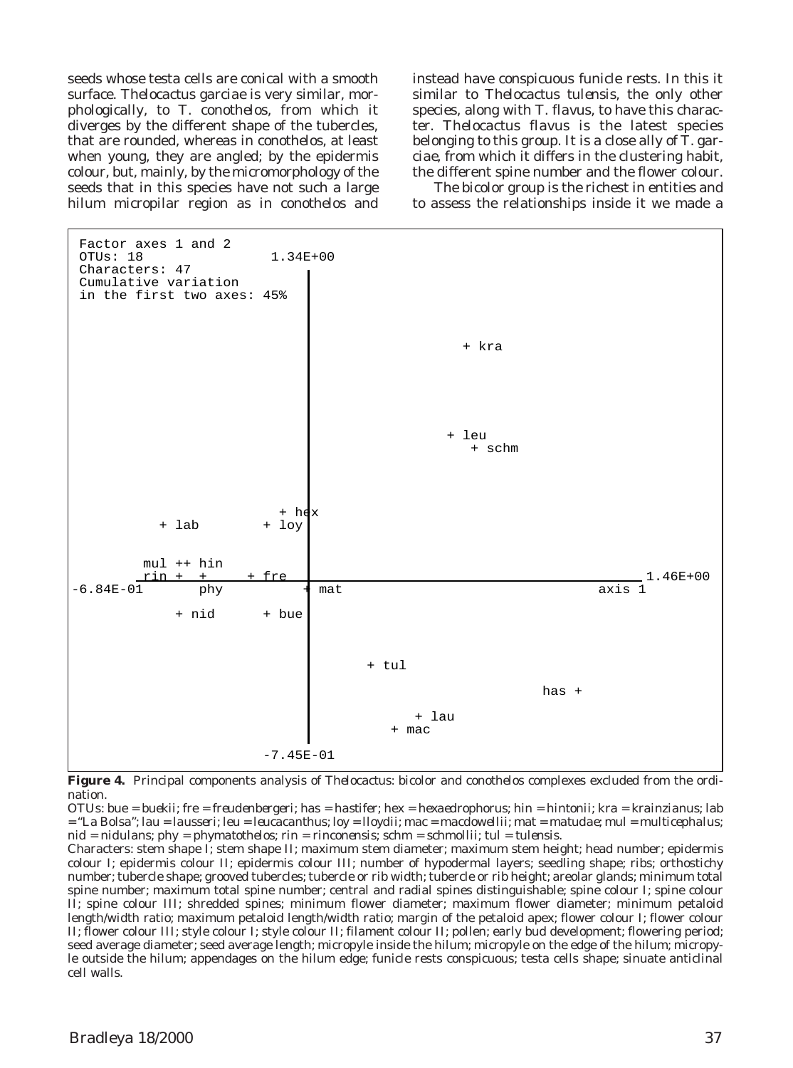seeds whose testa cells are conical with a smooth surface. *Thelocactus garciae* is very similar, morphologically, to *T. conothelos*, from which it diverges by the different shape of the tubercles, that are rounded, whereas in *conothelos*, at least when young, they are angled; by the epidermis colour, but, mainly, by the micromorphology of the seeds that in this species have not such a large hilum micropilar region as in *conothelos* and instead have conspicuous funicle rests. In this it similar to *Thelocactus tulensis*, the only other species, along with *T. flavus*, to have this character. *Thelocactus flavus* is the latest species belonging to this group. It is a close ally of *T. garciae*, from which it differs in the clustering habit, the different spine number and the flower colour.

The bicolor group is the richest in entities and to assess the relationships inside it we made a

```
Factor axes 1 and 2
OTUs: 18                 1.34E+00
Characters: 47
Cumulative variation
in the first two axes: 45%

                                              + kra

                                           + leu
                                              + schm

                              + hex
           + lab           + loy

         mul ++ hin
         rin +  +      + fre                                   1.46E+00
-6.84E-01       phy          + mat                         axis 1

             + nid       + bue

                                    + tul
                                                        has +
                                         + lau
                                      + mac
                         -7.45E-01
```

**Figure 4.** Principal components analysis of *Thelocactus*: *bicolor* and *conothelos* complexes excluded from the ordination.

OTUs: bue = *buekii*; fre = *freudenbergeri*; has = *hastifer*; hex = *hexaedrophorus*; hin = *hintonii*; kra = *krainzianus*; lab = "La Bolsa"; lau = *lausseri*; leu = *leucacanthus*; loy = *lloydii*; mac = *macdowellii*; mat = *matudae*; mul = *multicephalus*; nid = *nidulans*; phy = *phymatothelos*; rin = *rinconensis*; schm = *schmollii*; tul = *tulensis*.

Characters: stem shape I; stem shape II; maximum stem diameter; maximum stem height; head number; epidermis colour I; epidermis colour II; epidermis colour III; number of hypodermal layers; seedling shape; ribs; orthostichy number; tubercle shape; grooved tubercles; tubercle or rib width; tubercle or rib height; areolar glands; minimum total spine number; maximum total spine number; central and radial spines distinguishable; spine colour I; spine colour II; spine colour III; shredded spines; minimum flower diameter; maximum flower diameter; minimum petaloid length/width ratio; maximum petaloid length/width ratio; margin of the petaloid apex; flower colour I; flower colour II; flower colour III; style colour I; style colour II; filament colour II; pollen; early bud development; flowering period; seed average diameter; seed average length; micropyle inside the hilum; micropyle on the edge of the hilum; micropyle outside the hilum; appendages on the hilum edge; funicle rests conspicuous; testa cells shape; sinuate anticlinal cell walls.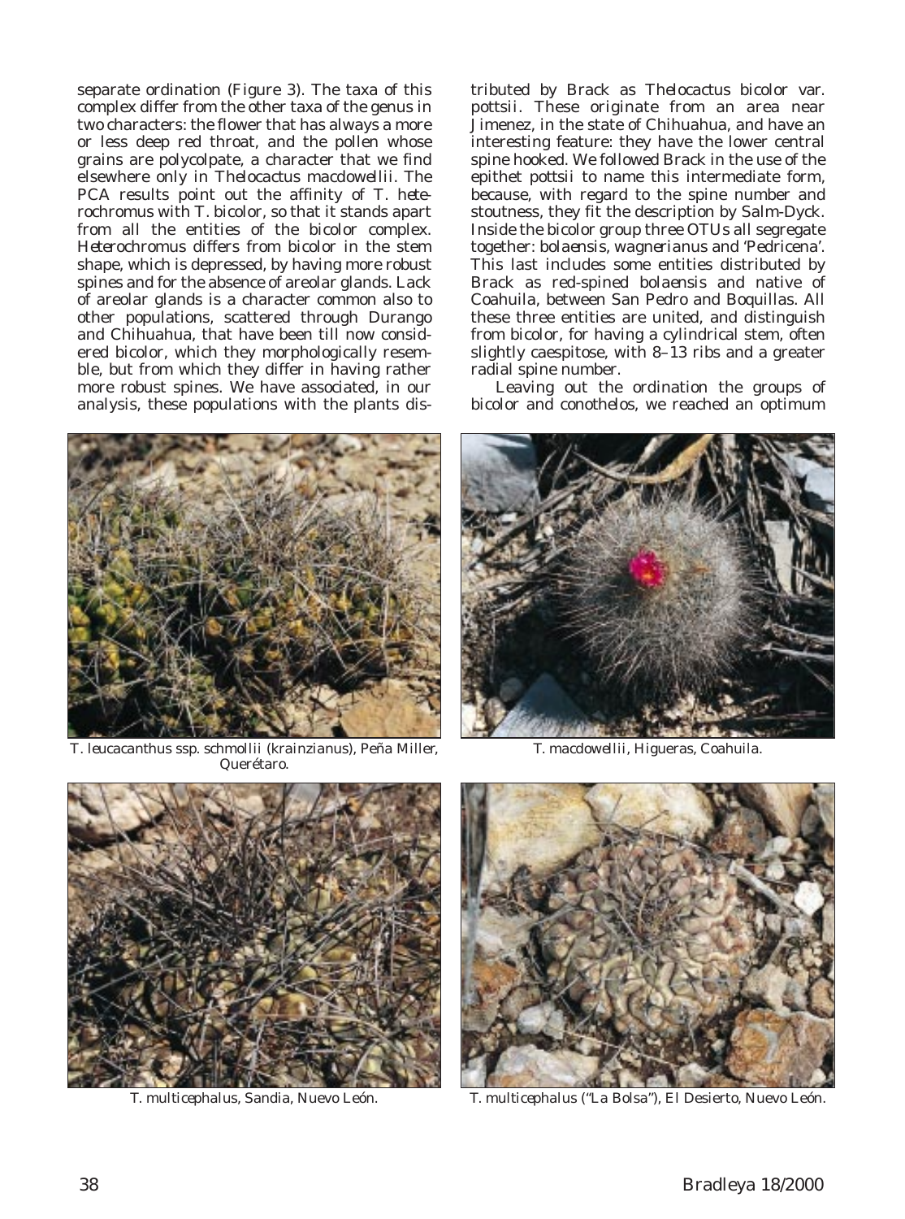separate ordination (Figure 3). The taxa of this complex differ from the other taxa of the genus in two characters: the flower that has always a more or less deep red throat, and the pollen whose grains are polycolpate, a character that we find elsewhere only in *Thelocactus macdowellii*. The PCA results point out the affinity of *T. heterochromus* with *T. bicolor*, so that it stands apart from all the entities of the bicolor complex. *Heterochromus* differs from bicolor in the stem shape, which is depressed, by having more robust spines and for the absence of areolar glands. Lack of areolar glands is a character common also to other populations, scattered through Durango and Chihuahua, that have been till now considered bicolor, which they morphologically resemble, but from which they differ in having rather more robust spines. We have associated, in our analysis, these populations with the plants distributed by Brack as *Thelocactus bicolor* var. *pottsii*. These originate from an area near Jimenez, in the state of Chihuahua, and have an interesting feature: they have the lower central spine hooked. We followed Brack in the use of the epithet *pottsii* to name this intermediate form, because, with regard to the spine number and stoutness, they fit the description by Salm-Dyck. Inside the bicolor group three OTUs all segregate together: *bolaensis*, *wagnerianus* and 'Pedricena'. This last includes some entities distributed by Brack as red-spined *bolaensis* and native of Coahuila, between San Pedro and Boquillas. All these three entities are united, and distinguish from bicolor, for having a cylindrical stem, often slightly caespitose, with 8–13 ribs and a greater radial spine number.

Leaving out the ordination the groups of bicolor and conothelos, we reached an optimum

*T. leucacanthus* ssp. *schmollii* (*krainzianus*), Peña Miller, Querétaro.

*T. macdowellii*, Higueras, Coahuila.

*T. multicephalus*, Sandia, Nuevo León.

*T. multicephalus* ("La Bolsa"), El Desierto, Nuevo León.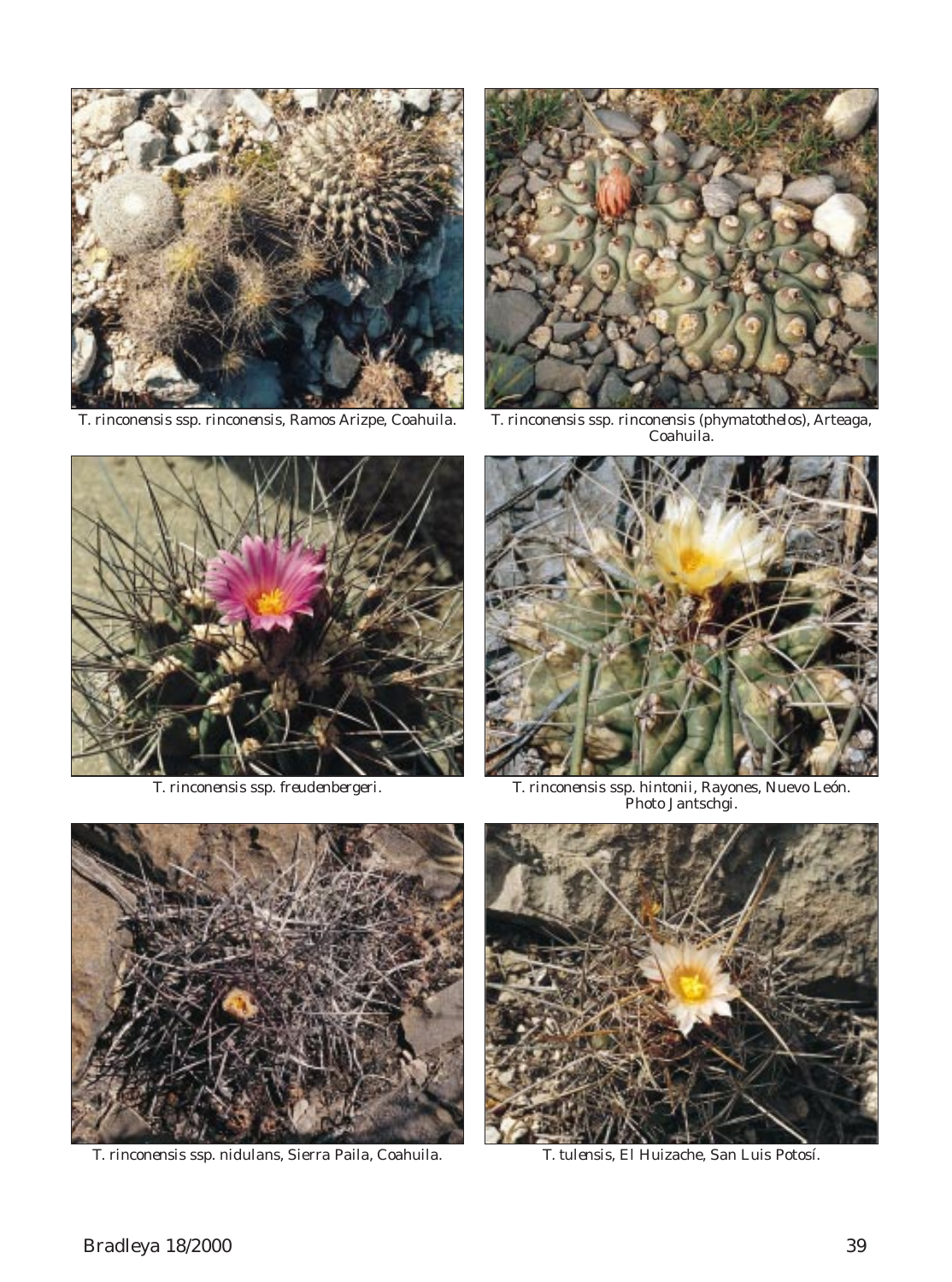*T. rinconensis* ssp. *rinconensis*, Ramos Arizpe, Coahuila.

*T. rinconensis* ssp. *rinconensis* (*phymatothelos*), Arteaga, Coahuila.

*T. rinconensis* ssp. *freudenbergeri*.

*T. rinconensis* ssp. *hintonii*, Rayones, Nuevo León. Photo Jantschgi.

*T. rinconensis* ssp. *nidulans*, Sierra Paila, Coahuila.

*T. tulensis*, El Huizache, San Luis Potosí.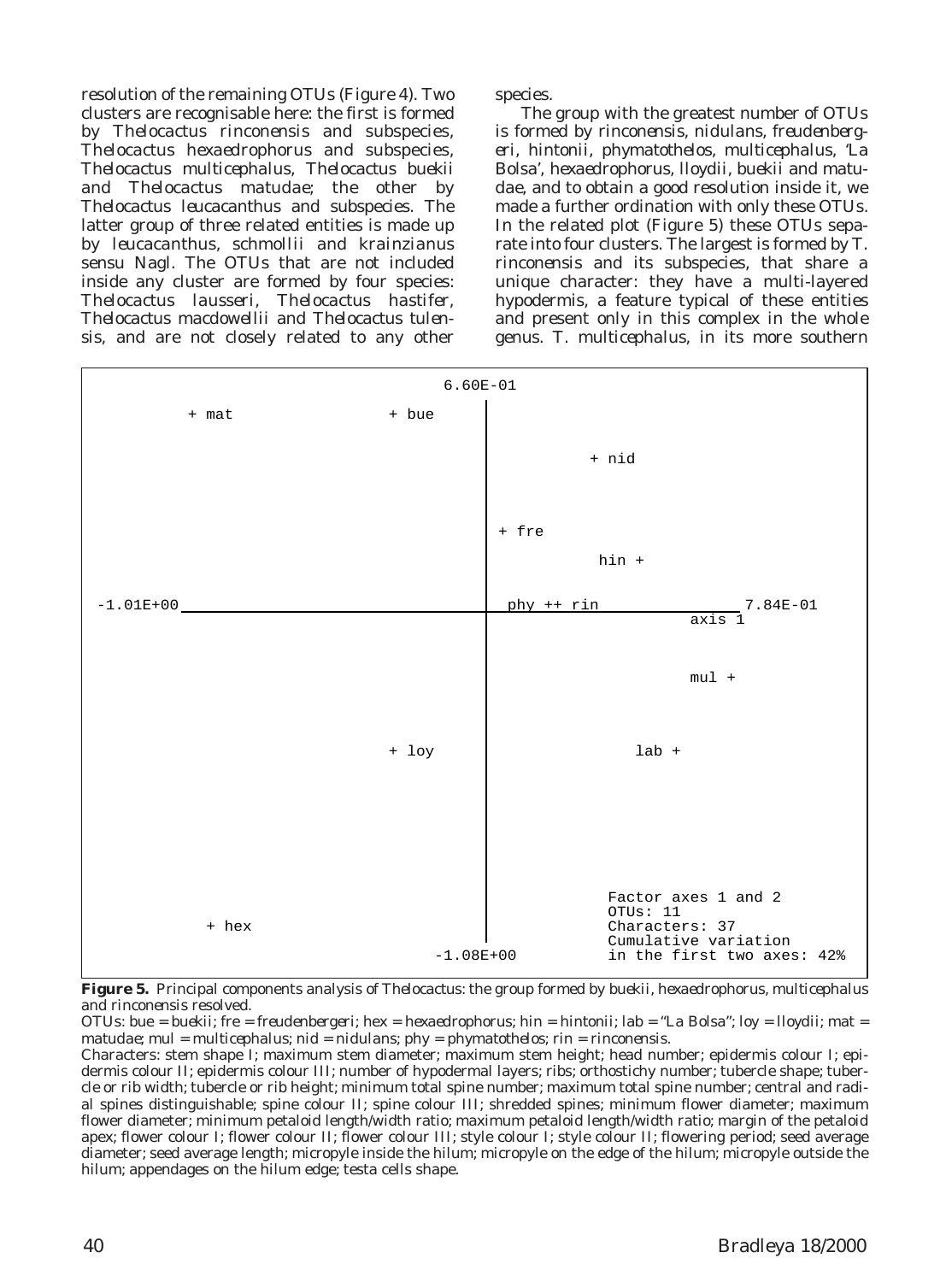resolution of the remaining OTUs (Figure 4). Two clusters are recognisable here: the first is formed by *Thelocactus rinconensis* and subspecies, *Thelocactus hexaedrophorus* and subspecies, *Thelocactus multicephalus*, *Thelocactus buekii* and *Thelocactus matudae*; the other by *Thelocactus leucacanthus* and subspecies. The latter group of three related entities is made up by *leucacanthus*, *schmollii* and *krainzianus* sensu Nagl. The OTUs that are not included inside any cluster are formed by four species: *Thelocactus lausseri*, *Thelocactus hastifer*, *Thelocactus macdowellii* and *Thelocactus tulensis*, and are not closely related to any other species.

The group with the greatest number of OTUs is formed by *rinconensis*, *nidulans*, *freudenbergeri*, *hintonii*, *phymatothelos*, *multicephalus*, 'La Bolsa', *hexaedrophorus*, *lloydii*, *buekii* and *matudae*, and to obtain a good resolution inside it, we made a further ordination with only these OTUs. In the related plot (Figure 5) these OTUs separate into four clusters. The largest is formed by *T. rinconensis* and its subspecies, that share a unique character: they have a multi-layered hypodermis, a feature typical of these entities and present only in this complex in the whole genus. *T. multicephalus*, in its more southern

```
                              6.60E-01
      + mat          + bue
                                        + nid

                                  + fre
                                           hin +
-1.01E+00 _______________________ phy ++ rin __________ 7.84E-01
                                                   axis 1

                                                   mul +

                     + loy                  lab +

                                        Factor axes 1 and 2
                                        OTUs: 11
       + hex                            Characters: 37
                                        Cumulative variation
                          -1.08E+00     in the first two axes: 42%
```

**Figure 5.** Principal components analysis of *Thelocactus*: the group formed by *buekii*, *hexaedrophorus*, *multicephalus* and *rinconensis* resolved.

OTUs: bue = *buekii*; fre = *freudenbergeri*; hex = *hexaedrophorus*; hin = *hintonii*; lab = "La Bolsa"; loy = *lloydii*; mat = *matudae*; mul = *multicephalus*; nid = *nidulans*; phy = *phymatothelos*; rin = *rinconensis*.

Characters: stem shape I; maximum stem diameter; maximum stem height; head number; epidermis colour I; epidermis colour II; epidermis colour III; number of hypodermal layers; ribs; orthostichy number; tubercle shape; tubercle or rib width; tubercle or rib height; minimum total spine number; maximum total spine number; central and radial spines distinguishable; spine colour II; spine colour III; shredded spines; minimum flower diameter; maximum flower diameter; minimum petaloid length/width ratio; maximum petaloid length/width ratio; margin of the petaloid apex; flower colour I; flower colour II; flower colour III; style colour I; style colour II; flowering period; seed average diameter; seed average length; micropyle inside the hilum; micropyle on the edge of the hilum; micropyle outside the hilum; appendages on the hilum edge; testa cells shape.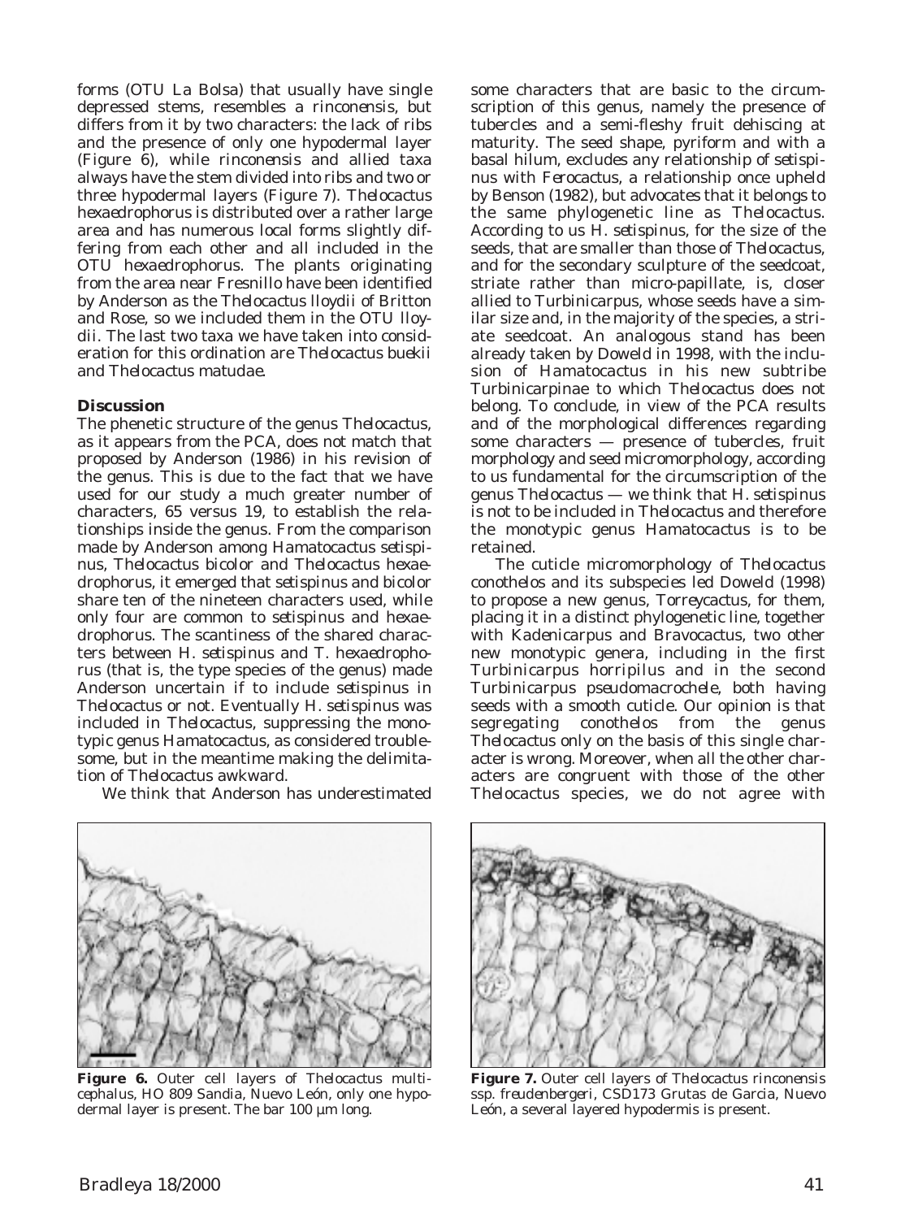forms (OTU La Bolsa) that usually have single depressed stems, resembles a rinconensis, but differs from it by two characters: the lack of ribs and the presence of only one hypodermal layer (Figure 6), while rinconensis and allied taxa always have the stem divided into ribs and two or three hypodermal layers (Figure 7). *Thelocactus hexaedrophorus* is distributed over a rather large area and has numerous local forms slightly differing from each other and all included in the OTU *hexaedrophorus*. The plants originating from the area near Fresnillo have been identified by Anderson as the *Thelocactus lloydii* of Britton and Rose, so we included them in the OTU *lloydii*. The last two taxa we have taken into consideration for this ordination are *Thelocactus buekii* and *Thelocactus matudae*.

### Discussion

The phenetic structure of the genus *Thelocactus*, as it appears from the PCA, does not match that proposed by Anderson (1986) in his revision of the genus. This is due to the fact that we have used for our study a much greater number of characters, 65 versus 19, to establish the relationships inside the genus. From the comparison made by Anderson among *Hamatocactus setispinus*, *Thelocactus bicolor* and *Thelocactus hexaedrophorus*, it emerged that *setispinus* and *bicolor* share ten of the nineteen characters used, while only four are common to *setispinus* and *hexaedrophorus*. The scantiness of the shared characters between *H. setispinus* and *T. hexaedrophorus* (that is, the type species of the genus) made Anderson uncertain if to include *setispinus* in *Thelocactus* or not. Eventually *H. setispinus* was included in *Thelocactus*, suppressing the monotypic genus *Hamatocactus*, as considered troublesome, but in the meantime making the delimitation of *Thelocactus* awkward.

We think that Anderson has underestimated some characters that are basic to the circumscription of this genus, namely the presence of tubercles and a semi-fleshy fruit dehiscing at maturity. The seed shape, pyriform and with a basal hilum, excludes any relationship of *setispinus* with *Ferocactus*, a relationship once upheld by Benson (1982), but advocates that it belongs to the same phylogenetic line as *Thelocactus*. According to us *H. setispinus*, for the size of the seeds, that are smaller than those of *Thelocactus*, and for the secondary sculpture of the seedcoat, striate rather than micro-papillate, is, closer allied to *Turbinicarpus*, whose seeds have a similar size and, in the majority of the species, a striate seedcoat. An analogous stand has been already taken by Doweld in 1998, with the inclusion of *Hamatocactus* in his new subtribe Turbinicarpinae to which *Thelocactus* does not belong. To conclude, in view of the PCA results and of the morphological differences regarding some characters — presence of tubercles, fruit morphology and seed micromorphology, according to us fundamental for the circumscription of the genus *Thelocactus* — we think that *H. setispinus* is not to be included in *Thelocactus* and therefore the monotypic genus *Hamatocactus* is to be retained.

The cuticle micromorphology of *Thelocactus conothelos* and its subspecies led Doweld (1998) to propose a new genus, *Torreycactus*, for them, placing it in a distinct phylogenetic line, together with *Kadenicarpus* and *Bravocactus*, two other new monotypic genera, including in the first *Turbinicarpus horripilus* and in the second *Turbinicarpus pseudomacrochele*, both having seeds with a smooth cuticle. Our opinion is that segregating *conothelos* from the genus *Thelocactus* only on the basis of this single character is wrong. Moreover, when all the other characters are congruent with those of the other *Thelocactus* species, we do not agree with

**Figure 6.** Outer cell layers of *Thelocactus multicephalus*, HO 809 Sandia, Nuevo León, only one hypodermal layer is present. The bar 100 µm long.

**Figure 7.** Outer cell layers of *Thelocactus rinconensis* ssp. *freudenbergeri*, CSD173 Grutas de Garcia, Nuevo León, a several layered hypodermis is present.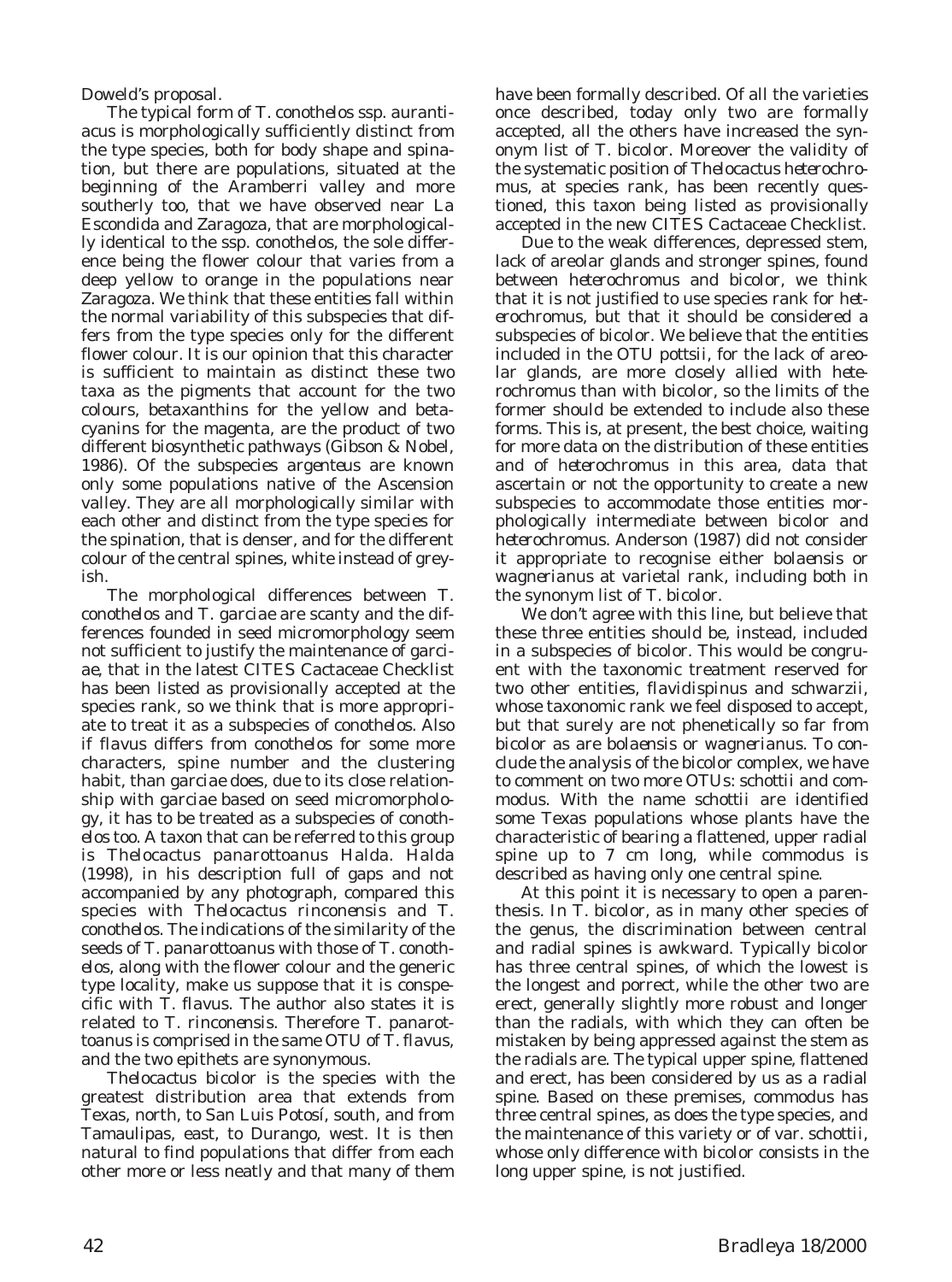Doweld's proposal.

The typical form of *T. conothelos* ssp. *aurantiacus* is morphologically sufficiently distinct from the type species, both for body shape and spination, but there are populations, situated at the beginning of the Aramberri valley and more southerly too, that we have observed near La Escondida and Zaragoza, that are morphologically identical to the ssp. *conothelos*, the sole difference being the flower colour that varies from a deep yellow to orange in the populations near Zaragoza. We think that these entities fall within the normal variability of this subspecies that differs from the type species only for the different flower colour. It is our opinion that this character is sufficient to maintain as distinct these two taxa as the pigments that account for the two colours, betaxanthins for the yellow and betacyanins for the magenta, are the product of two different biosynthetic pathways (Gibson & Nobel, 1986). Of the subspecies *argenteus* are known only some populations native of the Ascension valley. They are all morphologically similar with each other and distinct from the type species for the spination, that is denser, and for the different colour of the central spines, white instead of greyish.

The morphological differences between *T. conothelos* and *T. garciae* are scanty and the differences founded in seed micromorphology seem not sufficient to justify the maintenance of *garciae*, that in the latest CITES Cactaceae Checklist has been listed as provisionally accepted at the species rank, so we think that is more appropriate to treat it as a subspecies of *conothelos*. Also if *flavus* differs from *conothelos* for some more characters, spine number and the clustering habit, than *garciae* does, due to its close relationship with *garciae* based on seed micromorphology, it has to be treated as a subspecies of *conothelos* too. A taxon that can be referred to this group is *Thelocactus panarottoanus* Halda. Halda (1998), in his description full of gaps and not accompanied by any photograph, compared this species with *Thelocactus rinconensis* and *T. conothelos*. The indications of the similarity of the seeds of *T. panarottoanus* with those of *T. conothelos*, along with the flower colour and the generic type locality, make us suppose that it is conspecific with *T. flavus*. The author also states it is related to *T. rinconensis*. Therefore *T. panarottoanus* is comprised in the same OTU of *T. flavus*, and the two epithets are synonymous.

*Thelocactus bicolor* is the species with the greatest distribution area that extends from Texas, north, to San Luis Potosí, south, and from Tamaulipas, east, to Durango, west. It is then natural to find populations that differ from each other more or less neatly and that many of them have been formally described. Of all the varieties once described, today only two are formally accepted, all the others have increased the synonym list of *T. bicolor*. Moreover the validity of the systematic position of *Thelocactus heterochromus*, at species rank, has been recently questioned, this taxon being listed as provisionally accepted in the new CITES Cactaceae Checklist.

Due to the weak differences, depressed stem, lack of areolar glands and stronger spines, found between *heterochromus* and *bicolor*, we think that it is not justified to use species rank for *heterochromus*, but that it should be considered a subspecies of *bicolor*. We believe that the entities included in the OTU *pottsii*, for the lack of areolar glands, are more closely allied with *heterochromus* than with *bicolor*, so the limits of the former should be extended to include also these forms. This is, at present, the best choice, waiting for more data on the distribution of these entities and of *heterochromus* in this area, data that ascertain or not the opportunity to create a new subspecies to accommodate those entities morphologically intermediate between *bicolor* and *heterochromus*. Anderson (1987) did not consider it appropriate to recognise either *bolaensis* or *wagnerianus* at varietal rank, including both in the synonym list of *T. bicolor*.

We don't agree with this line, but believe that these three entities should be, instead, included in a subspecies of *bicolor*. This would be congruent with the taxonomic treatment reserved for two other entities, *flavidispinus* and *schwarzii*, whose taxonomic rank we feel disposed to accept, but that surely are not phenetically so far from *bicolor* as are *bolaensis* or *wagnerianus*. To conclude the analysis of the *bicolor* complex, we have to comment on two more OTUs: *schottii* and *commodus*. With the name *schottii* are identified some Texas populations whose plants have the characteristic of bearing a flattened, upper radial spine up to 7 cm long, while *commodus* is described as having only one central spine.

At this point it is necessary to open a parenthesis. In *T. bicolor*, as in many other species of the genus, the discrimination between central and radial spines is awkward. Typically *bicolor* has three central spines, of which the lowest is the longest and porrect, while the other two are erect, generally slightly more robust and longer than the radials, with which they can often be mistaken by being appressed against the stem as the radials are. The typical upper spine, flattened and erect, has been considered by us as a radial spine. Based on these premises, *commodus* has three central spines, as does the type species, and the maintenance of this variety or of var. *schottii*, whose only difference with *bicolor* consists in the long upper spine, is not justified.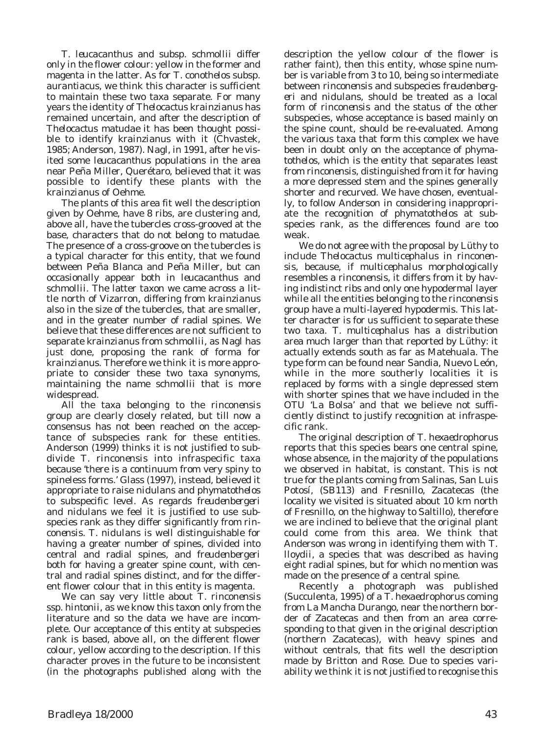*T. leucacanthus* and subsp. *schmollii* differ only in the flower colour: yellow in the former and magenta in the latter. As for *T. conothelos* subsp. *aurantiacus*, we think this character is sufficient to maintain these two taxa separate. For many years the identity of *Thelocactus krainzianus* has remained uncertain, and after the description of *Thelocactus matudae* it has been thought possible to identify *krainzianus* with it (Chvastek, 1985; Anderson, 1987). Nagl, in 1991, after he visited some *leucacanthus* populations in the area near Peña Miller, Querétaro, believed that it was possible to identify these plants with the *krainzianus* of Oehme.

The plants of this area fit well the description given by Oehme, have 8 ribs, are clustering and, above all, have the tubercles cross-grooved at the base, characters that do not belong to *matudae*. The presence of a cross-groove on the tubercles is a typical character for this entity, that we found between Peña Blanca and Peña Miller, but can occasionally appear both in *leucacanthus* and *schmollii*. The latter taxon we came across a little north of Vizarron, differing from *krainzianus* also in the size of the tubercles, that are smaller, and in the greater number of radial spines. We believe that these differences are not sufficient to separate *krainzianus* from *schmollii*, as Nagl has just done, proposing the rank of forma for *krainzianus*. Therefore we think it is more appropriate to consider these two taxa synonyms, maintaining the name *schmollii* that is more widespread.

All the taxa belonging to the *rinconensis* group are clearly closely related, but till now a consensus has not been reached on the acceptance of subspecies rank for these entities. Anderson (1999) thinks it is not justified to subdivide *T. rinconensis* into infraspecific taxa because 'there is a continuum from very spiny to spineless forms.' Glass (1997), instead, believed it appropriate to raise *nidulans* and *phymatothelos* to subspecific level. As regards *freudenbergeri* and *nidulans* we feel it is justified to use subspecies rank as they differ significantly from *rinconensis*. *T. nidulans* is well distinguishable for having a greater number of spines, divided into central and radial spines, and *freudenbergeri* both for having a greater spine count, with central and radial spines distinct, and for the different flower colour that in this entity is magenta.

We can say very little about *T. rinconensis* ssp. *hintonii*, as we know this taxon only from the literature and so the data we have are incomplete. Our acceptance of this entity at subspecies rank is based, above all, on the different flower colour, yellow according to the description. If this character proves in the future to be inconsistent (in the photographs published along with the description the yellow colour of the flower is rather faint), then this entity, whose spine number is variable from 3 to 10, being so intermediate between *rinconensis* and subspecies *freudenbergeri* and *nidulans*, should be treated as a local form of *rinconensis* and the status of the other subspecies, whose acceptance is based mainly on the spine count, should be re-evaluated. Among the various taxa that form this complex we have been in doubt only on the acceptance of *phymatothelos*, which is the entity that separates least from *rinconensis*, distinguished from it for having a more depressed stem and the spines generally shorter and recurved. We have chosen, eventually, to follow Anderson in considering inappropriate the recognition of *phymatothelos* at subspecies rank, as the differences found are too weak.

We do not agree with the proposal by Lüthy to include *Thelocactus multicephalus* in *rinconensis*, because, if *multicephalus* morphologically resembles a *rinconensis*, it differs from it by having indistinct ribs and only one hypodermal layer while all the entities belonging to the *rinconensis* group have a multi-layered hypodermis. This latter character is for us sufficient to separate these two taxa. *T. multicephalus* has a distribution area much larger than that reported by Lüthy: it actually extends south as far as Matehuala. The type form can be found near Sandia, Nuevo León, while in the more southerly localities it is replaced by forms with a single depressed stem with shorter spines that we have included in the OTU 'La Bolsa' and that we believe not sufficiently distinct to justify recognition at infraspecific rank.

The original description of *T. hexaedrophorus* reports that this species bears one central spine, whose absence, in the majority of the populations we observed in habitat, is constant. This is not true for the plants coming from Salinas, San Luis Potosí, (SB113) and Fresnillo, Zacatecas (the locality we visited is situated about 10 km north of Fresnillo, on the highway to Saltillo), therefore we are inclined to believe that the original plant could come from this area. We think that Anderson was wrong in identifying them with *T. lloydii*, a species that was described as having eight radial spines, but for which no mention was made on the presence of a central spine.

Recently a photograph was published (Succulenta, 1995) of a *T. hexaedrophorus* coming from La Mancha Durango, near the northern border of Zacatecas and then from an area corresponding to that given in the original description (northern Zacatecas), with heavy spines and without centrals, that fits well the description made by Britton and Rose. Due to species variability we think it is not justified to recognise this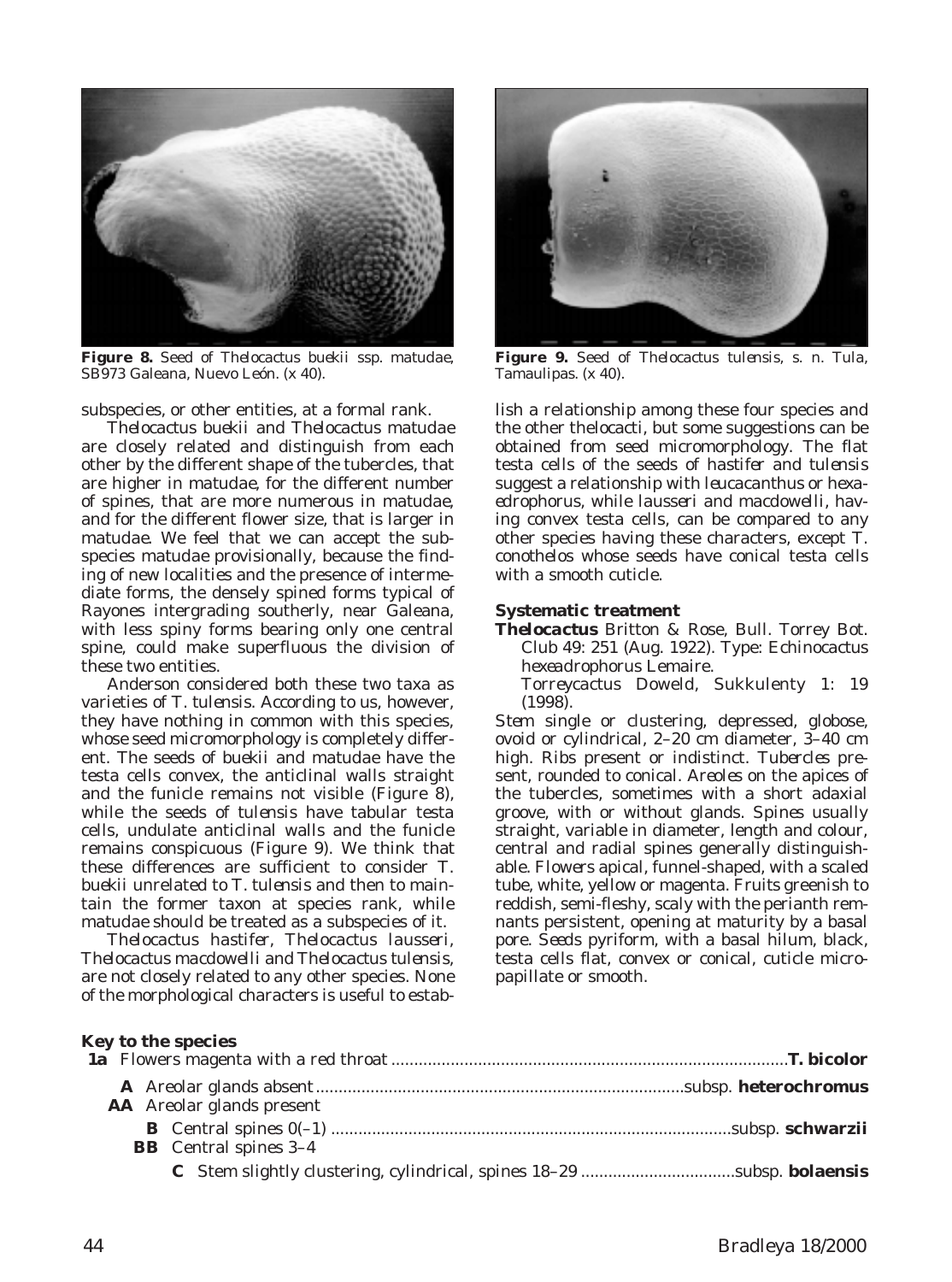**Figure 8.** Seed of *Thelocactus buekii* ssp. *matudae*, SB973 Galeana, Nuevo León. (x 40).

**Figure 9.** Seed of *Thelocactus tulensis*, s. n. Tula, Tamaulipas. (x 40).

subspecies, or other entities, at a formal rank.

*Thelocactus buekii* and *Thelocactus matudae* are closely related and distinguish from each other by the different shape of the tubercles, that are higher in *matudae*, for the different number of spines, that are more numerous in *matudae*, and for the different flower size, that is larger in *matudae*. We feel that we can accept the subspecies *matudae* provisionally, because the finding of new localities and the presence of intermediate forms, the densely spined forms typical of Rayones intergrading southerly, near Galeana, with less spiny forms bearing only one central spine, could make superfluous the division of these two entities.

Anderson considered both these two taxa as varieties of *T. tulensis*. According to us, however, they have nothing in common with this species, whose seed micromorphology is completely different. The seeds of *buekii* and *matudae* have the testa cells convex, the anticlinal walls straight and the funicle remains not visible (Figure 8), while the seeds of *tulensis* have tabular testa cells, undulate anticlinal walls and the funicle remains conspicuous (Figure 9). We think that these differences are sufficient to consider *T. buekii* unrelated to *T. tulensis* and then to maintain the former taxon at species rank, while *matudae* should be treated as a subspecies of it.

*Thelocactus hastifer*, *Thelocactus lausseri*, *Thelocactus macdowellii* and *Thelocactus tulensis*, are not closely related to any other species. None of the morphological characters is useful to establish a relationship among these four species and the other thelocacti, but some suggestions can be obtained from seed micromorphology. The flat testa cells of the seeds of *hastifer* and *tulensis* suggest a relationship with *leucacanthus* or *hexaedrophorus*, while *lausseri* and *macdowellii*, having convex testa cells, can be compared to any other species having these characters, except *T. conothelos* whose seeds have conical testa cells with a smooth cuticle.

### Systematic treatment

***Thelocactus*** Britton & Rose, Bull. Torrey Bot. Club 49: 251 (Aug. 1922). Type: *Echinocactus hexeadrophorus* Lemaire.

*Torreycactus* Doweld, Sukkulenty 1: 19 (1998).

*Stem* single or clustering, depressed, globose, ovoid or cylindrical, 2–20 cm diameter, 3–40 cm high. *Ribs* present or indistinct. *Tubercles* present, rounded to conical. *Areoles* on the apices of the tubercles, sometimes with a short adaxial groove, with or without glands. *Spines* usually straight, variable in diameter, length and colour, central and radial spines generally distinguishable. *Flowers* apical, funnel-shaped, with a scaled tube, white, yellow or magenta. *Fruits* greenish to reddish, semi-fleshy, scaly with the perianth remnants persistent, opening at maturity by a basal pore. *Seeds* pyriform, with a basal hilum, black, testa cells flat, convex or conical, cuticle micropapillate or smooth.

### Key to the species

**1a** Flowers magenta with a red throat .......................................... ***T. bicolor***

- **A** Areolar glands absent .......................................... subsp. ***heterochromus***
- **AA** Areolar glands present
  - **B** Central spines 0(–1) .......................................... subsp. ***schwarzii***
  - **BB** Central spines 3–4
    - **C** Stem slightly clustering, cylindrical, spines 18–29 .......................................... subsp. ***bolaensis***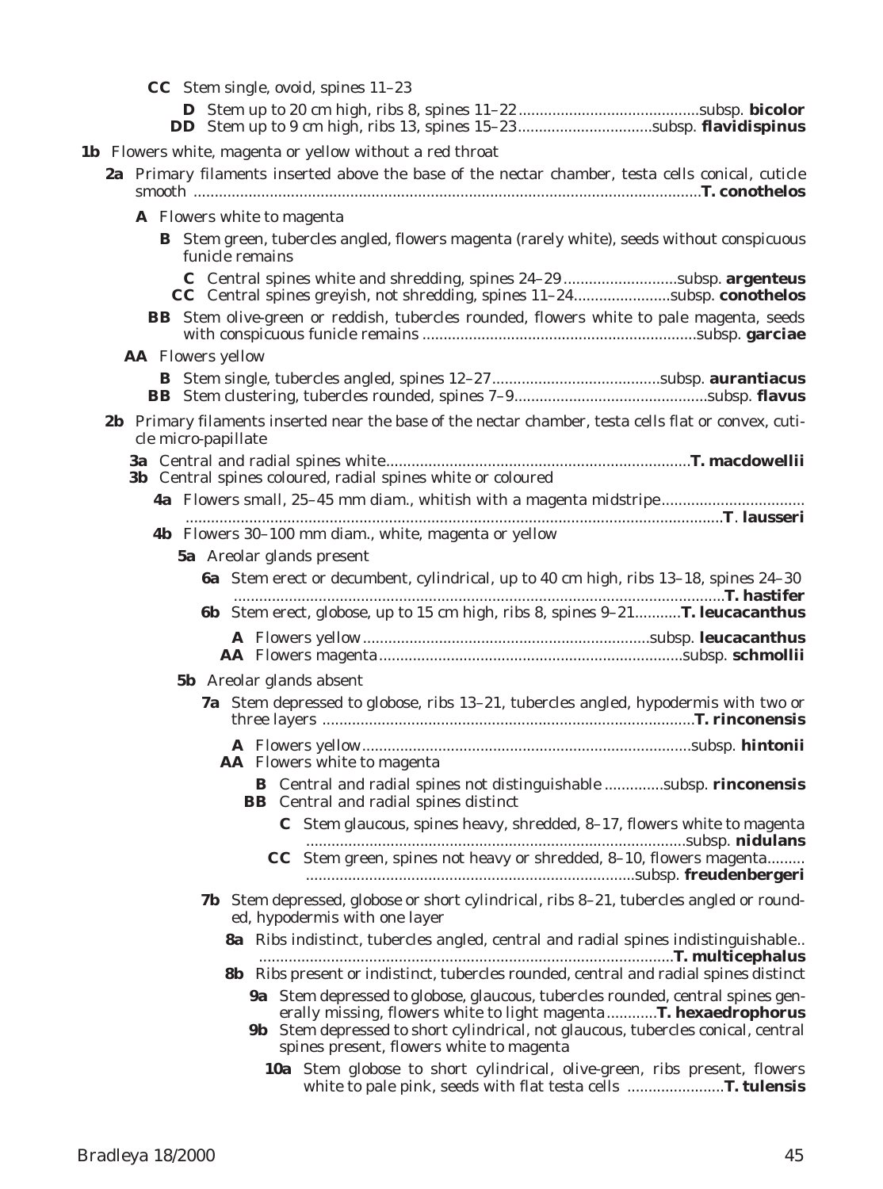**CC** Stem single, ovoid, spines 11–23

**D** Stem up to 20 cm high, ribs 8, spines 11–22 .......................................... subsp. **bicolor**
**DD** Stem up to 9 cm high, ribs 13, spines 15–23 ................................ subsp. **flavidispinus**

**1b** Flowers white, magenta or yellow without a red throat

**2a** Primary filaments inserted above the base of the nectar chamber, testa cells conical, cuticle smooth ........................................................................................................................ ***T. conothelos***

**A** Flowers white to magenta

**B** Stem green, tubercles angled, flowers magenta (rarely white), seeds without conspicuous funicle remains

**C** Central spines white and shredding, spines 24–29 ........................... subsp. **argenteus**
**CC** Central spines greyish, not shredding, spines 11–24 ...................... subsp. **conothelos**

**BB** Stem olive-green or reddish, tubercles rounded, flowers white to pale magenta, seeds with conspicuous funicle remains ................................................................ subsp. **garciae**

**AA** Flowers yellow

**B** Stem single, tubercles angled, spines 12–27 ........................................ subsp. **aurantiacus**
**BB** Stem clustering, tubercles rounded, spines 7–9 ............................................ subsp. **flavus**

**2b** Primary filaments inserted near the base of the nectar chamber, testa cells flat or convex, cuticle micro-papillate

**3a** Central and radial spines white ........................................................................ ***T. macdowellii***
**3b** Central spines coloured, radial spines white or coloured

**4a** Flowers small, 25–45 mm diam., whitish with a magenta midstripe .................................................................................................................................. ***T. lausseri***
**4b** Flowers 30–100 mm diam., white, magenta or yellow

**5a** Areolar glands present

**6a** Stem erect or decumbent, cylindrical, up to 40 cm high, ribs 13–18, spines 24–30 ..................................................................................................................... ***T. hastifer***
**6b** Stem erect, globose, up to 15 cm high, ribs 8, spines 9–21 ........... ***T. leucacanthus***

**A** Flowers yellow .................................................................... subsp. **leucacanthus**
**AA** Flowers magenta ......................................................................... subsp. **schmollii**

**5b** Areolar glands absent

**7a** Stem depressed to globose, ribs 13–21, tubercles angled, hypodermis with two or three layers ....................................................................................... ***T. rinconensis***

**A** Flowers yellow .............................................................................. subsp. **hintonii**
**AA** Flowers white to magenta

**B** Central and radial spines not distinguishable .............. subsp. **rinconensis**
**BB** Central and radial spines distinct

**C** Stem glaucous, spines heavy, shredded, 8–17, flowers white to magenta ........................................................................................... subsp. **nidulans**
**CC** Stem green, spines not heavy or shredded, 8–10, flowers magenta ......... ............................................................................ subsp. **freudenbergeri**

**7b** Stem depressed, globose or short cylindrical, ribs 8–21, tubercles angled or rounded, hypodermis with one layer

**8a** Ribs indistinct, tubercles angled, central and radial spines indistinguishable .. ............................................................................................ ***T. multicephalus***
**8b** Ribs present or indistinct, tubercles rounded, central and radial spines distinct

**9a** Stem depressed to globose, glaucous, tubercles rounded, central spines generally missing, flowers white to light magenta ............ ***T. hexaedrophorus***
**9b** Stem depressed to short cylindrical, not glaucous, tubercles conical, central spines present, flowers white to magenta

**10a** Stem globose to short cylindrical, olive-green, ribs present, flowers white to pale pink, seeds with flat testa cells ...................... ***T. tulensis***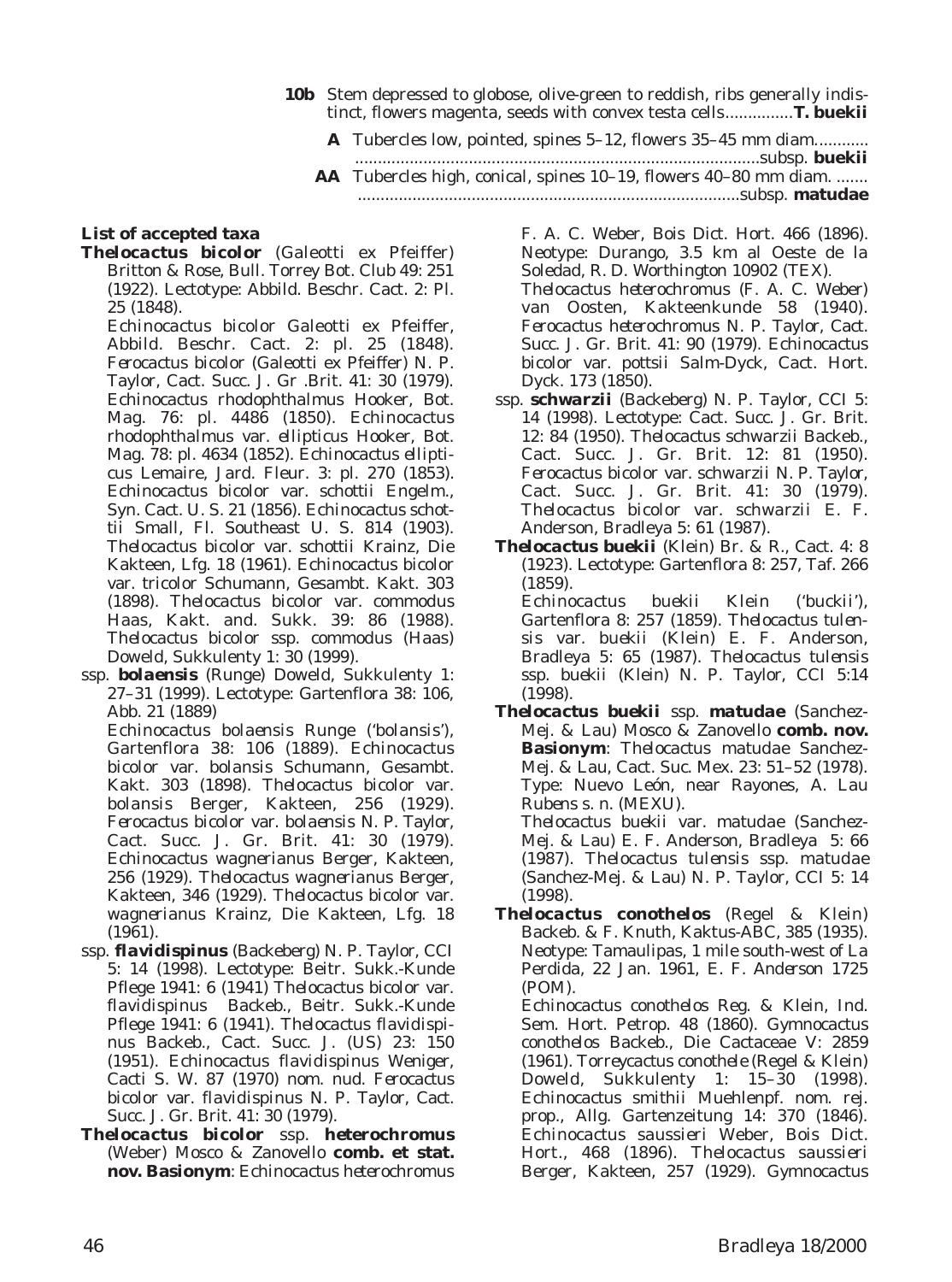**10b** Stem depressed to globose, olive-green to reddish, ribs generally indistinct, flowers magenta, seeds with convex testa cells..............**T. buekii**

**A** Tubercles low, pointed, spines 5–12, flowers 35–45 mm diam.............................................................................................subsp. **buekii**

**AA** Tubercles high, conical, spines 10–19, flowers 40–80 mm diam. ..........................................................................................subsp. **matudae**

**List of accepted taxa**

***Thelocactus bicolor*** (Galeotti ex Pfeiffer) Britton & Rose, Bull. Torrey Bot. Club 49: 251 (1922). Lectotype: Abbild. Beschr. Cact. 2: Pl. 25 (1848).

*Echinocactus bicolor* Galeotti ex Pfeiffer, Abbild. Beschr. Cact. 2: pl. 25 (1848). *Ferocactus bicolor* (Galeotti ex Pfeiffer) N. P. Taylor, Cact. Succ. J. Gr .Brit. 41: 30 (1979). *Echinocactus rhodophthalmus* Hooker, Bot. Mag. 76: pl. 4486 (1850). *Echinocactus rhodophthalmus* var. *ellipticus* Hooker, Bot. Mag. 78: pl. 4634 (1852). *Echinocactus ellipticus* Lemaire, Jard. Fleur. 3: pl. 270 (1853). *Echinocactus bicolor* var. *schottii* Engelm., Syn. Cact. U. S. 21 (1856). *Echinocactus schottii* Small, Fl. Southeast U. S. 814 (1903). *Thelocactus bicolor* var. *schottii* Krainz, Die Kakteen, Lfg. 18 (1961). *Echinocactus bicolor* var. *tricolor* Schumann, Gesambt. Kakt. 303 (1898). *Thelocactus bicolor* var. *commodus* Haas, Kakt. and. Sukk. 39: 86 (1988). *Thelocactus bicolor* ssp. *commodus* (Haas) Doweld, Sukkulenty 1: 30 (1999).

ssp. ***bolaensis*** (Runge) Doweld, Sukkulenty 1: 27–31 (1999). Lectotype: Gartenflora 38: 106, Abb. 21 (1889)

*Echinocactus bolaensis* Runge ('*bolansis*'), Gartenflora 38: 106 (1889). *Echinocactus bicolor* var. *bolansis* Schumann, Gesambt. Kakt. 303 (1898). *Thelocactus bicolor* var. *bolansis* Berger, Kakteen, 256 (1929). *Ferocactus bicolor* var. *bolaensis* N. P. Taylor, Cact. Succ. J. Gr. Brit. 41: 30 (1979). *Echinocactus wagnerianus* Berger, Kakteen, 256 (1929). *Thelocactus wagnerianus* Berger, Kakteen, 346 (1929). *Thelocactus bicolor* var. *wagnerianus* Krainz, Die Kakteen, Lfg. 18 (1961).

ssp. ***flavidispinus*** (Backeberg) N. P. Taylor, CCI 5: 14 (1998). Lectotype: Beitr. Sukk.-Kunde Pflege 1941: 6 (1941) *Thelocactus bicolor* var. *flavidispinus* Backeb., Beitr. Sukk.-Kunde Pflege 1941: 6 (1941). *Thelocactus flavidispinus* Backeb., Cact. Succ. J. (US) 23: 150 (1951). *Echinocactus flavidispinus* Weniger, Cacti S. W. 87 (1970) nom. nud. *Ferocactus bicolor* var. *flavidispinus* N. P. Taylor, Cact. Succ. J. Gr. Brit. 41: 30 (1979).

***Thelocactus bicolor*** ssp. ***heterochromus*** (Weber) Mosco & Zanovello **comb. et stat. nov. Basionym**: *Echinocactus heterochromus* F. A. C. Weber, Bois Dict. Hort. 466 (1896). Neotype: Durango, 3.5 km al Oeste de la Soledad, R. D. Worthington 10902 (TEX).

*Thelocactus heterochromus* (F. A. C. Weber) van Oosten, Kakteenkunde 58 (1940). *Ferocactus heterochromus* N. P. Taylor, Cact. Succ. J. Gr. Brit. 41: 90 (1979). *Echinocactus bicolor* var. *pottsii* Salm-Dyck, Cact. Hort. Dyck. 173 (1850).

ssp. ***schwarzii*** (Backeberg) N. P. Taylor, CCI 5: 14 (1998). Lectotype: Cact. Succ. J. Gr. Brit. 12: 84 (1950). *Thelocactus schwarzii* Backeb., Cact. Succ. J. Gr. Brit. 12: 81 (1950). *Ferocactus bicolor* var. *schwarzii* N. P. Taylor, Cact. Succ. J. Gr. Brit. 41: 30 (1979). *Thelocactus bicolor* var. *schwarzii* E. F. Anderson, Bradleya 5: 61 (1987).

***Thelocactus buekii*** (Klein) Br. & R., Cact. 4: 8 (1923). Lectotype: Gartenflora 8: 257, Taf. 266 (1859).

*Echinocactus buekii* Klein ('*buckii*'), Gartenflora 8: 257 (1859). *Thelocactus tulensis* var. *buekii* (Klein) E. F. Anderson, Bradleya 5: 65 (1987). *Thelocactus tulensis* ssp. *buekii* (Klein) N. P. Taylor, CCI 5:14 (1998).

***Thelocactus buekii*** ssp. ***matudae*** (Sanchez-Mej. & Lau) Mosco & Zanovello **comb. nov. Basionym**: *Thelocactus matudae* Sanchez-Mej. & Lau, Cact. Suc. Mex. 23: 51–52 (1978). Type: Nuevo León, near Rayones, A. Lau Rubens s. n. (MEXU).

*Thelocactus buekii* var. *matudae* (Sanchez-Mej. & Lau) E. F. Anderson, Bradleya 5: 66 (1987). *Thelocactus tulensis* ssp. *matudae* (Sanchez-Mej. & Lau) N. P. Taylor, CCI 5: 14 (1998).

***Thelocactus conothelos*** (Regel & Klein) Backeb. & F. Knuth, Kaktus-ABC, 385 (1935). Neotype: Tamaulipas, 1 mile south-west of La Perdida, 22 Jan. 1961, E. F. Anderson 1725 (POM).

*Echinocactus conothelos* Reg. & Klein, Ind. Sem. Hort. Petrop. 48 (1860). *Gymnocactus conothelos* Backeb., Die Cactaceae V: 2859 (1961). *Torreycactus conothele* (Regel & Klein) Doweld, Sukkulenty 1: 15–30 (1998). *Echinocactus smithii* Muehlenpf. nom. rej. prop., Allg. Gartenzeitung 14: 370 (1846). *Echinocactus saussieri* Weber, Bois Dict. Hort., 468 (1896). *Thelocactus saussieri* Berger, Kakteen, 257 (1929). *Gymnocactus*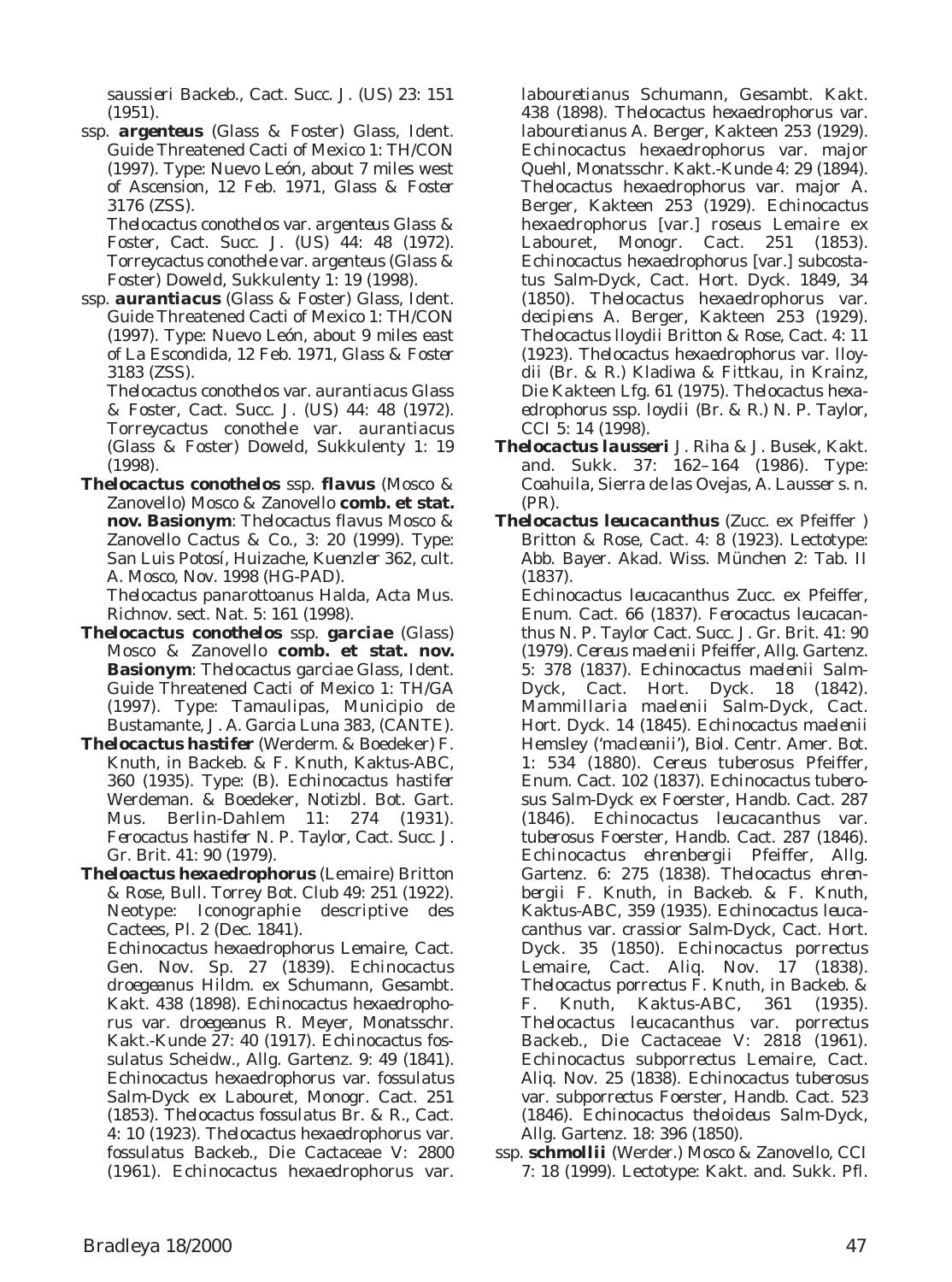*saussieri* Backeb., Cact. Succ. J. (US) 23: 151 (1951).

ssp. ***argenteus*** (Glass & Foster) Glass, Ident. Guide Threatened Cacti of Mexico 1: TH/CON (1997). Type: Nuevo León, about 7 miles west of Ascension, 12 Feb. 1971, Glass & Foster 3176 (ZSS).

*Thelocactus conothelos* var. *argenteus* Glass & Foster, Cact. Succ. J. (US) 44: 48 (1972). *Torreycactus conothele* var. *argenteus* (Glass & Foster) Doweld, Sukkulenty 1: 19 (1998).

ssp. ***aurantiacus*** (Glass & Foster) Glass, Ident. Guide Threatened Cacti of Mexico 1: TH/CON (1997). Type: Nuevo León, about 9 miles east of La Escondida, 12 Feb. 1971, Glass & Foster 3183 (ZSS).

*Thelocactus conothelos* var. *aurantiacus* Glass & Foster, Cact. Succ. J. (US) 44: 48 (1972). *Torreycactus conothele* var. *aurantiacus* (Glass & Foster) Doweld, Sukkulenty 1: 19 (1998).

***Thelocactus conothelos*** ssp. ***flavus*** (Mosco & Zanovello) Mosco & Zanovello **comb. et stat. nov. Basionym**: *Thelocactus flavus* Mosco & Zanovello Cactus & Co., 3: 20 (1999). Type: San Luis Potosí, Huizache, Kuenzler 362, cult. A. Mosco, Nov. 1998 (HG-PAD).

*Thelocactus panarottoanus* Halda, Acta Mus. Richnov. sect. Nat. 5: 161 (1998).

***Thelocactus conothelos*** ssp. ***garciae*** (Glass) Mosco & Zanovello **comb. et stat. nov. Basionym**: *Thelocactus garciae* Glass, Ident. Guide Threatened Cacti of Mexico 1: TH/GA (1997). Type: Tamaulipas, Municipio de Bustamante, J. A. Garcia Luna 383, (CANTE).

***Thelocactus hastifer*** (Werderm. & Boedeker) F. Knuth, in Backeb. & F. Knuth, Kaktus-ABC, 360 (1935). Type: (B). *Echinocactus hastifer* Werdeman. & Boedeker, Notizbl. Bot. Gart. Mus. Berlin-Dahlem 11: 274 (1931). *Ferocactus hastifer* N. P. Taylor, Cact. Succ. J. Gr. Brit. 41: 90 (1979).

***Theloactus hexaedrophorus*** (Lemaire) Britton & Rose, Bull. Torrey Bot. Club 49: 251 (1922). Neotype: Iconographie descriptive des Cactees, Pl. 2 (Dec. 1841).

*Echinocactus hexaedrophorus* Lemaire, Cact. Gen. Nov. Sp. 27 (1839). *Echinocactus droegeanus* Hildm. ex Schumann, Gesambt. Kakt. 438 (1898). *Echinocactus hexaedrophorus* var. *droegeanus* R. Meyer, Monatsschr. Kakt.-Kunde 27: 40 (1917). *Echinocactus fossulatus* Scheidw., Allg. Gartenz. 9: 49 (1841). *Echinocactus hexaedrophorus* var. *fossulatus* Salm-Dyck ex Labouret, Monogr. Cact. 251 (1853). *Thelocactus fossulatus* Br. & R., Cact. 4: 10 (1923). *Thelocactus hexaedrophorus* var. *fossulatus* Backeb., Die Cactaceae V: 2800 (1961). *Echinocactus hexaedrophorus* var. *labouretianus* Schumann, Gesambt. Kakt. 438 (1898). *Thelocactus hexaedrophorus* var. *labouretianus* A. Berger, Kakteen 253 (1929). *Echinocactus hexaedrophorus* var. *major* Quehl, Monatsschr. Kakt.-Kunde 4: 29 (1894). *Thelocactus hexaedrophorus* var. *major* A. Berger, Kakteen 253 (1929). *Echinocactus hexaedrophorus* [var.] *roseus* Lemaire ex Labouret, Monogr. Cact. 251 (1853). *Echinocactus hexaedrophorus* [var.] *subcostatus* Salm-Dyck, Cact. Hort. Dyck. 1849, 34 (1850). *Thelocactus hexaedrophorus* var. *decipiens* A. Berger, Kakteen 253 (1929). *Thelocactus lloydii* Britton & Rose, Cact. 4: 11 (1923). *Thelocactus hexaedrophorus* var. *lloydii* (Br. & R.) Kladiwa & Fittkau, in Krainz, Die Kakteen Lfg. 61 (1975). *Thelocactus hexaedrophorus* ssp. *loydii* (Br. & R.) N. P. Taylor, CCI 5: 14 (1998).

***Thelocactus lausseri*** J. Riha & J. Busek, Kakt. and. Sukk. 37: 162–164 (1986). Type: Coahuila, Sierra de las Ovejas, A. Lausser s. n. (PR).

***Thelocactus leucacanthus*** (Zucc. ex Pfeiffer ) Britton & Rose, Cact. 4: 8 (1923). Lectotype: Abb. Bayer. Akad. Wiss. München 2: Tab. II (1837).

*Echinocactus leucacanthus* Zucc. ex Pfeiffer, Enum. Cact. 66 (1837). *Ferocactus leucacanthus* N. P. Taylor Cact. Succ. J. Gr. Brit. 41: 90 (1979). *Cereus maelenii* Pfeiffer, Allg. Gartenz. 5: 378 (1837). *Echinocactus maelenii* Salm-Dyck, Cact. Hort. Dyck. 18 (1842). *Mammillaria maelenii* Salm-Dyck, Cact. Hort. Dyck. 14 (1845). *Echinocactus maelenii* Hemsley ('macleanii'), Biol. Centr. Amer. Bot. 1: 534 (1880). *Cereus tuberosus* Pfeiffer, Enum. Cact. 102 (1837). *Echinocactus tuberosus* Salm-Dyck ex Foerster, Handb. Cact. 287 (1846). *Echinocactus leucacanthus* var. *tuberosus* Foerster, Handb. Cact. 287 (1846). *Echinocactus ehrenbergii* Pfeiffer, Allg. Gartenz. 6: 275 (1838). *Thelocactus ehrenbergii* F. Knuth, in Backeb. & F. Knuth, Kaktus-ABC, 359 (1935). *Echinocactus leucacanthus* var. *crassior* Salm-Dyck, Cact. Hort. Dyck. 35 (1850). *Echinocactus porrectus* Lemaire, Cact. Aliq. Nov. 17 (1838). *Thelocactus porrectus* F. Knuth, in Backeb. & F. Knuth, Kaktus-ABC, 361 (1935). *Thelocactus leucacanthus* var. *porrectus* Backeb., Die Cactaceae V: 2818 (1961). *Echinocactus subporrectus* Lemaire, Cact. Aliq. Nov. 25 (1838). *Echinocactus tuberosus* var. *subporrectus* Foerster, Handb. Cact. 523 (1846). *Echinocactus theloideus* Salm-Dyck, Allg. Gartenz. 18: 396 (1850).

ssp. ***schmollii*** (Werder.) Mosco & Zanovello, CCI 7: 18 (1999). Lectotype: Kakt. and. Sukk. Pfl.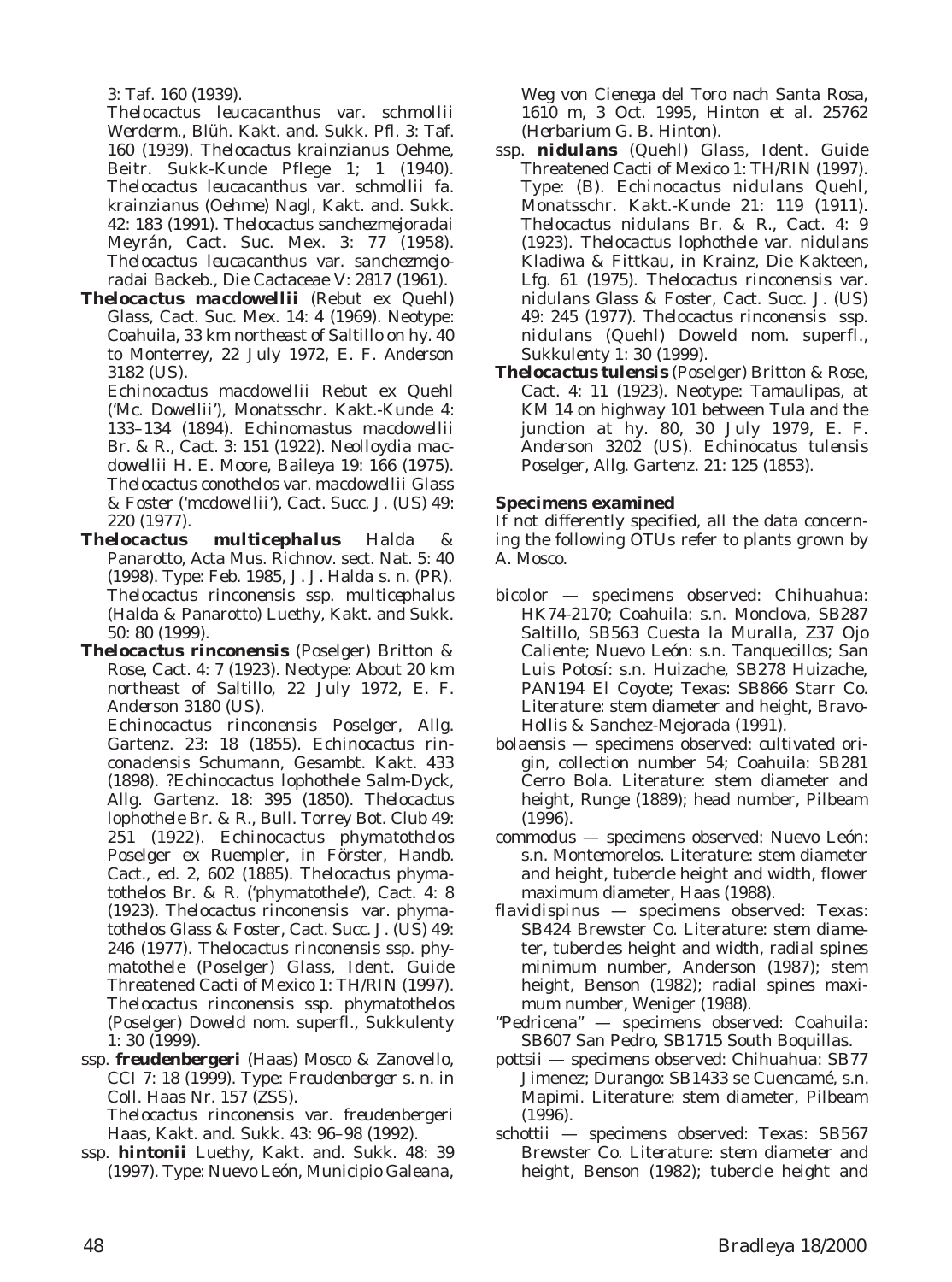3: Taf. 160 (1939).

*Thelocactus leucacanthus* var. *schmollii* Werderm., Blüh. Kakt. and. Sukk. Pfl. 3: Taf. 160 (1939). *Thelocactus krainzianus* Oehme, Beitr. Sukk-Kunde Pflege 1; 1 (1940). *Thelocactus leucacanthus* var. *schmollii* fa. *krainzianus* (Oehme) Nagl, Kakt. and. Sukk. 42: 183 (1991). *Thelocactus sanchezmejoradai* Meyrán, Cact. Suc. Mex. 3: 77 (1958). *Thelocactus leucacanthus* var. *sanchezmejoradai* Backeb., Die Cactaceae V: 2817 (1961).

***Thelocactus macdowellii*** (Rebut ex Quehl) Glass, Cact. Suc. Mex. 14: 4 (1969). Neotype: Coahuila, 33 km northeast of Saltillo on hy. 40 to Monterrey, 22 July 1972, E. F. Anderson 3182 (US).

*Echinocactus macdowellii* Rebut ex Quehl ('Mc. Dowellii'), Monatsschr. Kakt.-Kunde 4: 133–134 (1894). *Echinomastus macdowellii* Br. & R., Cact. 3: 151 (1922). *Neolloydia macdowellii* H. E. Moore, Baileya 19: 166 (1975). *Thelocactus conothelos* var. *macdowellii* Glass & Foster ('mcdowellii'), Cact. Succ. J. (US) 49: 220 (1977).

***Thelocactus multicephalus*** Halda & Panarotto, Acta Mus. Richnov. sect. Nat. 5: 40 (1998). Type: Feb. 1985, J. J. Halda s. n. (PR). *Thelocactus rinconensis* ssp. *multicephalus* (Halda & Panarotto) Luethy, Kakt. and Sukk. 50: 80 (1999).

***Thelocactus rinconensis*** (Poselger) Britton & Rose, Cact. 4: 7 (1923). Neotype: About 20 km northeast of Saltillo, 22 July 1972, E. F. Anderson 3180 (US).

*Echinocactus rinconensis* Poselger, Allg. Gartenz. 23: 18 (1855). *Echinocactus rinconadensis* Schumann, Gesambt. Kakt. 433 (1898). ?*Echinocactus lophothele* Salm-Dyck, Allg. Gartenz. 18: 395 (1850). *Thelocactus lophothele* Br. & R., Bull. Torrey Bot. Club 49: 251 (1922). *Echinocactus phymatothelos* Poselger ex Ruempler, in Förster, Handb. Cact., ed. 2, 602 (1885). *Thelocactus phymatothelos* Br. & R. ('phymatothele'), Cact. 4: 8 (1923). *Thelocactus rinconensis* var. *phymatothelos* Glass & Foster, Cact. Succ. J. (US) 49: 246 (1977). *Thelocactus rinconensis* ssp. *phymatothele* (Poselger) Glass, Ident. Guide Threatened Cacti of Mexico 1: TH/RIN (1997). *Thelocactus rinconensis* ssp. *phymatothelos* (Poselger) Doweld nom. superfl., Sukkulenty 1: 30 (1999).

ssp. ***freudenbergeri*** (Haas) Mosco & Zanovello, CCI 7: 18 (1999). Type: Freudenberger s. n. in Coll. Haas Nr. 157 (ZSS).

*Thelocactus rinconensis* var. *freudenbergeri* Haas, Kakt. and. Sukk. 43: 96–98 (1992).

ssp. ***hintonii*** Luethy, Kakt. and. Sukk. 48: 39 (1997). Type: Nuevo León, Municipio Galeana, Weg von Cienega del Toro nach Santa Rosa, 1610 m, 3 Oct. 1995, Hinton et al. 25762 (Herbarium G. B. Hinton).

ssp. ***nidulans*** (Quehl) Glass, Ident. Guide Threatened Cacti of Mexico 1: TH/RIN (1997). Type: (B). *Echinocactus nidulans* Quehl, Monatsschr. Kakt.-Kunde 21: 119 (1911). *Thelocactus nidulans* Br. & R., Cact. 4: 9 (1923). *Thelocactus lophothele* var. *nidulans* Kladiwa & Fittkau, in Krainz, Die Kakteen, Lfg. 61 (1975). *Thelocactus rinconensis* var. *nidulans* Glass & Foster, Cact. Succ. J. (US) 49: 245 (1977). *Thelocactus rinconensis* ssp. *nidulans* (Quehl) Doweld nom. superfl., Sukkulenty 1: 30 (1999).

***Thelocactus tulensis*** (Poselger) Britton & Rose, Cact. 4: 11 (1923). Neotype: Tamaulipas, at KM 14 on highway 101 between Tula and the junction at hy. 80, 30 July 1979, E. F. Anderson 3202 (US). *Echinocatus tulensis* Poselger, Allg. Gartenz. 21: 125 (1853).

### Specimens examined

If not differently specified, all the data concerning the following OTUs refer to plants grown by A. Mosco.

*bicolor* — specimens observed: Chihuahua: HK74-2170; Coahuila: s.n. Monclova, SB287 Saltillo, SB563 Cuesta la Muralla, Z37 Ojo Caliente; Nuevo León: s.n. Tanquecillos; San Luis Potosí: s.n. Huizache, SB278 Huizache, PAN194 El Coyote; Texas: SB866 Starr Co. Literature: stem diameter and height, Bravo-Hollis & Sanchez-Mejorada (1991).

*bolaensis* — specimens observed: cultivated origin, collection number 54; Coahuila: SB281 Cerro Bola. Literature: stem diameter and height, Runge (1889); head number, Pilbeam (1996).

*commodus* — specimens observed: Nuevo León: s.n. Montemorelos. Literature: stem diameter and height, tubercle height and width, flower maximum diameter, Haas (1988).

*flavidispinus* — specimens observed: Texas: SB424 Brewster Co. Literature: stem diameter, tubercles height and width, radial spines minimum number, Anderson (1987); stem height, Benson (1982); radial spines maximum number, Weniger (1988).

"Pedricena" — specimens observed: Coahuila: SB607 San Pedro, SB1715 South Boquillas.

*pottsii* — specimens observed: Chihuahua: SB77 Jimenez; Durango: SB1433 se Cuencamé, s.n. Mapimi. Literature: stem diameter, Pilbeam (1996).

*schottii* — specimens observed: Texas: SB567 Brewster Co. Literature: stem diameter and height, Benson (1982); tubercle height and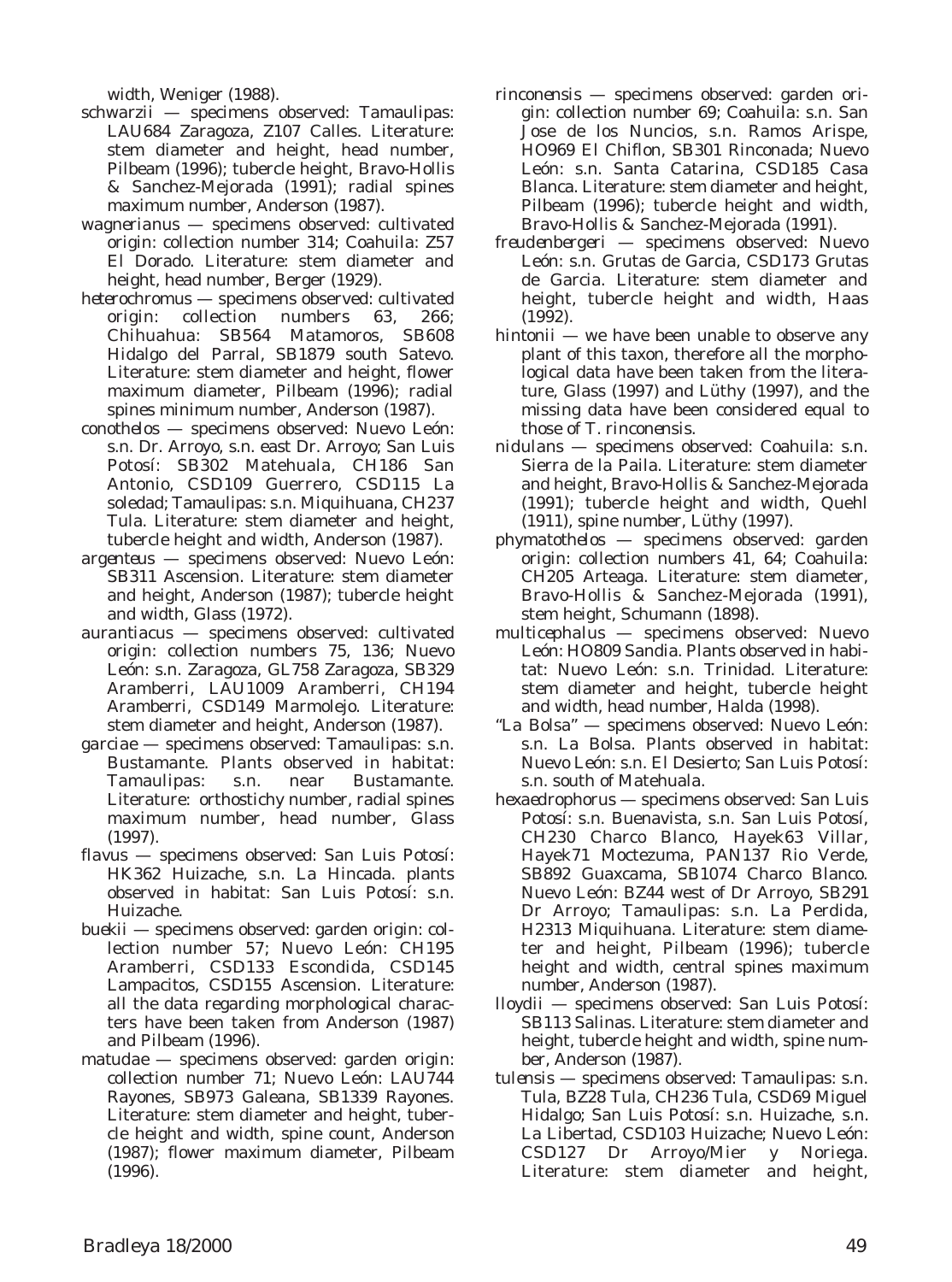width, Weniger (1988).

*schwarzii* — specimens observed: Tamaulipas: LAU684 Zaragoza, Z107 Calles. Literature: stem diameter and height, head number, Pilbeam (1996); tubercle height, Bravo-Hollis & Sanchez-Mejorada (1991); radial spines maximum number, Anderson (1987).

*wagnerianus* — specimens observed: cultivated origin: collection number 314; Coahuila: Z57 El Dorado. Literature: stem diameter and height, head number, Berger (1929).

*heterochromus* — specimens observed: cultivated origin: collection numbers 63, 266; Chihuahua: SB564 Matamoros, SB608 Hidalgo del Parral, SB1879 south Satevo. Literature: stem diameter and height, flower maximum diameter, Pilbeam (1996); radial spines minimum number, Anderson (1987).

*conothelos* — specimens observed: Nuevo León: s.n. Dr. Arroyo, s.n. east Dr. Arroyo; San Luis Potosí: SB302 Matehuala, CH186 San Antonio, CSD109 Guerrero, CSD115 La soledad; Tamaulipas: s.n. Miquihuana, CH237 Tula. Literature: stem diameter and height, tubercle height and width, Anderson (1987).

*argenteus* — specimens observed: Nuevo León: SB311 Ascension. Literature: stem diameter and height, Anderson (1987); tubercle height and width, Glass (1972).

*aurantiacus* — specimens observed: cultivated origin: collection numbers 75, 136; Nuevo León: s.n. Zaragoza, GL758 Zaragoza, SB329 Aramberri, LAU1009 Aramberri, CH194 Aramberri, CSD149 Marmolejo. Literature: stem diameter and height, Anderson (1987).

*garciae* — specimens observed: Tamaulipas: s.n. Bustamante. Plants observed in habitat: Tamaulipas: s.n. near Bustamante. Literature: orthostichy number, radial spines maximum number, head number, Glass (1997).

*flavus* — specimens observed: San Luis Potosí: HK362 Huizache, s.n. La Hincada. plants observed in habitat: San Luis Potosí: s.n. Huizache.

*buekii* — specimens observed: garden origin: collection number 57; Nuevo León: CH195 Aramberri, CSD133 Escondida, CSD145 Lampacitos, CSD155 Ascension. Literature: all the data regarding morphological characters have been taken from Anderson (1987) and Pilbeam (1996).

*matudae* — specimens observed: garden origin: collection number 71; Nuevo León: LAU744 Rayones, SB973 Galeana, SB1339 Rayones. Literature: stem diameter and height, tubercle height and width, spine count, Anderson (1987); flower maximum diameter, Pilbeam (1996).

*rinconensis* — specimens observed: garden origin: collection number 69; Coahuila: s.n. San Jose de los Nuncios, s.n. Ramos Arispe, HO969 El Chiflon, SB301 Rinconada; Nuevo León: s.n. Santa Catarina, CSD185 Casa Blanca. Literature: stem diameter and height, Pilbeam (1996); tubercle height and width, Bravo-Hollis & Sanchez-Mejorada (1991).

*freudenbergeri* — specimens observed: Nuevo León: s.n. Grutas de Garcia, CSD173 Grutas de Garcia. Literature: stem diameter and height, tubercle height and width, Haas (1992).

*hintonii* — we have been unable to observe any plant of this taxon, therefore all the morphological data have been taken from the literature, Glass (1997) and Lüthy (1997), and the missing data have been considered equal to those of *T. rinconensis*.

*nidulans* — specimens observed: Coahuila: s.n. Sierra de la Paila. Literature: stem diameter and height, Bravo-Hollis & Sanchez-Mejorada (1991); tubercle height and width, Quehl (1911), spine number, Lüthy (1997).

*phymatothelos* — specimens observed: garden origin: collection numbers 41, 64; Coahuila: CH205 Arteaga. Literature: stem diameter, Bravo-Hollis & Sanchez-Mejorada (1991), stem height, Schumann (1898).

*multicephalus* — specimens observed: Nuevo León: HO809 Sandia. Plants observed in habitat: Nuevo León: s.n. Trinidad. Literature: stem diameter and height, tubercle height and width, head number, Halda (1998).

"La Bolsa" — specimens observed: Nuevo León: s.n. La Bolsa. Plants observed in habitat: Nuevo León: s.n. El Desierto; San Luis Potosí: s.n. south of Matehuala.

*hexaedrophorus* — specimens observed: San Luis Potosí: s.n. Buenavista, s.n. San Luis Potosí, CH230 Charco Blanco, Hayek63 Villar, Hayek71 Moctezuma, PAN137 Rio Verde, SB892 Guaxcama, SB1074 Charco Blanco. Nuevo León: BZ44 west of Dr Arroyo, SB291 Dr Arroyo; Tamaulipas: s.n. La Perdida, H2313 Miquihuana. Literature: stem diameter and height, Pilbeam (1996); tubercle height and width, central spines maximum number, Anderson (1987).

*lloydii* — specimens observed: San Luis Potosí: SB113 Salinas. Literature: stem diameter and height, tubercle height and width, spine number, Anderson (1987).

*tulensis* — specimens observed: Tamaulipas: s.n. Tula, BZ28 Tula, CH236 Tula, CSD69 Miguel Hidalgo; San Luis Potosí: s.n. Huizache, s.n. La Libertad, CSD103 Huizache; Nuevo León: CSD127 Dr Arroyo/Mier y Noriega. Literature: stem diameter and height,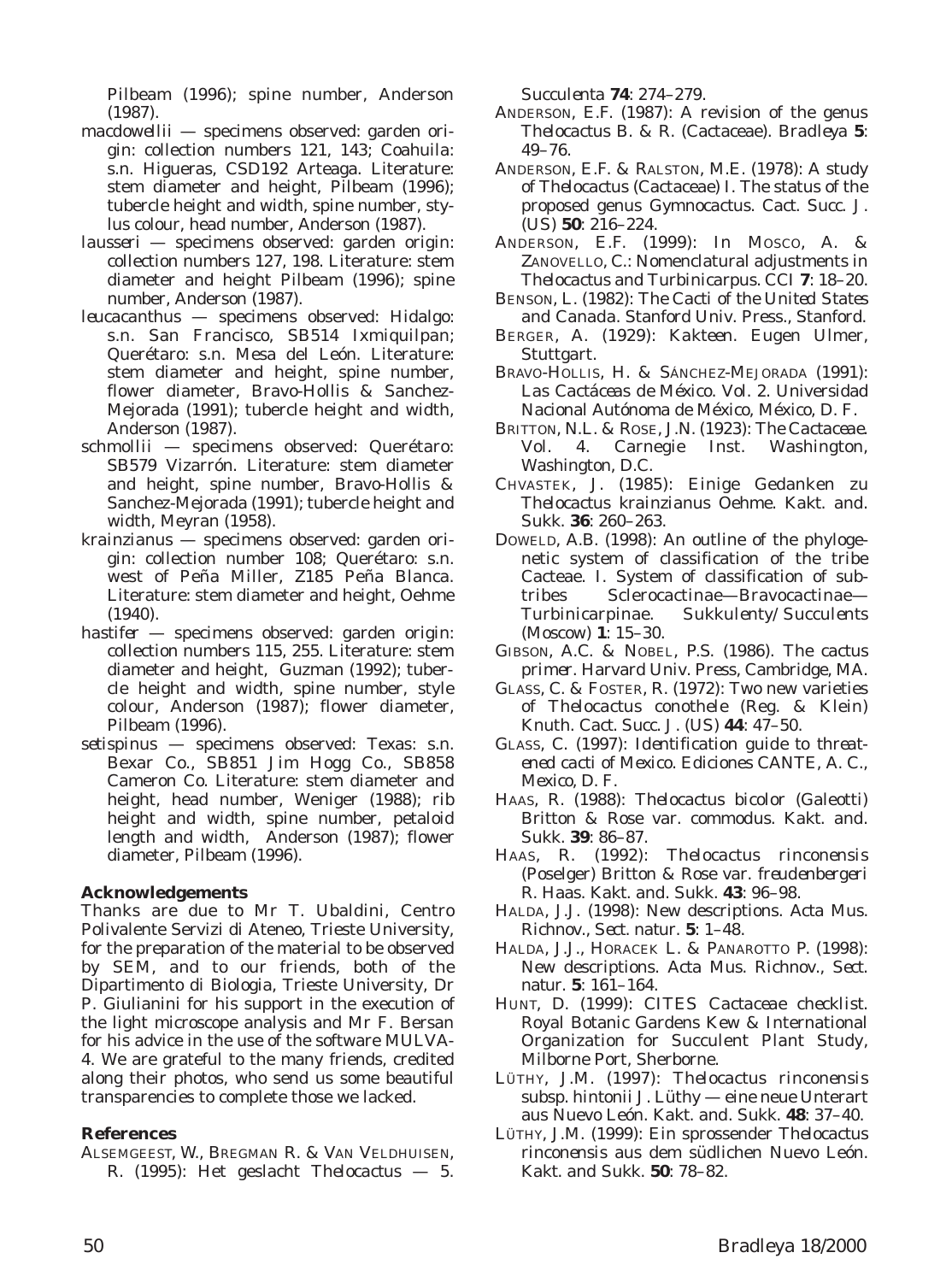Pilbeam (1996); spine number, Anderson (1987).

*macdowellii* — specimens observed: garden origin: collection numbers 121, 143; Coahuila: s.n. Higueras, CSD192 Arteaga. Literature: stem diameter and height, Pilbeam (1996); tubercle height and width, spine number, stylus colour, head number, Anderson (1987).

*lausseri* — specimens observed: garden origin: collection numbers 127, 198. Literature: stem diameter and height Pilbeam (1996); spine number, Anderson (1987).

*leucacanthus* — specimens observed: Hidalgo: s.n. San Francisco, SB514 Ixmiquilpan; Querétaro: s.n. Mesa del León. Literature: stem diameter and height, spine number, flower diameter, Bravo-Hollis & Sanchez-Mejorada (1991); tubercle height and width, Anderson (1987).

*schmollii* — specimens observed: Querétaro: SB579 Vizarrón. Literature: stem diameter and height, spine number, Bravo-Hollis & Sanchez-Mejorada (1991); tubercle height and width, Meyran (1958).

*krainzianus* — specimens observed: garden origin: collection number 108; Querétaro: s.n. west of Peña Miller, Z185 Peña Blanca. Literature: stem diameter and height, Oehme (1940).

*hastifer* — specimens observed: garden origin: collection numbers 115, 255. Literature: stem diameter and height, Guzman (1992); tubercle height and width, spine number, style colour, Anderson (1987); flower diameter, Pilbeam (1996).

*setispinus* — specimens observed: Texas: s.n. Bexar Co., SB851 Jim Hogg Co., SB858 Cameron Co. Literature: stem diameter and height, head number, Weniger (1988); rib height and width, spine number, petaloid length and width, Anderson (1987); flower diameter, Pilbeam (1996).

## Acknowledgements

Thanks are due to Mr T. Ubaldini, Centro Polivalente Servizi di Ateneo, Trieste University, for the preparation of the material to be observed by SEM, and to our friends, both of the Dipartimento di Biologia, Trieste University, Dr P. Giulianini for his support in the execution of the light microscope analysis and Mr F. Bersan for his advice in the use of the software MULVA-4. We are grateful to the many friends, credited along their photos, who send us some beautiful transparencies to complete those we lacked.

## References

ALSEMGEEST, W., BREGMAN R. & VAN VELDHUISEN, R. (1995): Het geslacht *Thelocactus* — 5. *Succulenta* **74**: 274–279.

ANDERSON, E.F. (1987): A revision of the genus *Thelocactus* B. & R. (Cactaceae). *Bradleya* **5**: 49–76.

ANDERSON, E.F. & RALSTON, M.E. (1978): A study of *Thelocactus* (Cactaceae) I. The status of the proposed genus *Gymnocactus*. *Cact. Succ. J. (US)* **50**: 216–224.

ANDERSON, E.F. (1999): In MOSCO, A. & ZANOVELLO, C.: Nomenclatural adjustments in *Thelocactus* and *Turbinicarpus*. *CCI* **7**: 18–20.

BENSON, L. (1982): *The Cacti of the United States and Canada*. Stanford Univ. Press., Stanford.

BERGER, A. (1929): *Kakteen*. Eugen Ulmer, Stuttgart.

BRAVO-HOLLIS, H. & SÁNCHEZ-MEJORADA (1991): *Las Cactáceas de México*. Vol. 2. Universidad Nacional Autónoma de México, México, D. F.

BRITTON, N.L. & ROSE, J.N. (1923): *The Cactaceae*. Vol. 4. Carnegie Inst. Washington, Washington, D.C.

CHVASTEK, J. (1985): Einige Gedanken zu *Thelocactus krainzianus* Oehme. *Kakt. and. Sukk.* **36**: 260–263.

DOWELD, A.B. (1998): An outline of the phylogenetic system of classification of the tribe Cacteae. I. System of classification of subtribes Sclerocactinae—Bravocactinae—Turbinicarpinae. *Sukkulenty/Succulents (Moscow)* **1**: 15–30.

GIBSON, A.C. & NOBEL, P.S. (1986). *The cactus primer*. Harvard Univ. Press, Cambridge, MA.

GLASS, C. & FOSTER, R. (1972): Two new varieties of *Thelocactus conothele* (Reg. & Klein) Knuth. *Cact. Succ. J. (US)* **44**: 47–50.

GLASS, C. (1997): *Identification guide to threatened cacti of Mexico*. Ediciones CANTE, A. C., Mexico, D. F.

HAAS, R. (1988): *Thelocactus bicolor* (Galeotti) Britton & Rose var. *commodus*. *Kakt. and. Sukk.* **39**: 86–87.

HAAS, R. (1992): *Thelocactus rinconensis* (Poselger) Britton & Rose var. *freudenbergeri* R. Haas. *Kakt. and. Sukk.* **43**: 96–98.

HALDA, J.J. (1998): New descriptions. *Acta Mus. Richnov., Sect. natur.* **5**: 1–48.

HALDA, J.J., HORACEK L. & PANAROTTO P. (1998): New descriptions. *Acta Mus. Richnov., Sect. natur.* **5**: 161–164.

HUNT, D. (1999): *CITES Cactaceae checklist*. Royal Botanic Gardens Kew & International Organization for Succulent Plant Study, Milborne Port, Sherborne.

LÜTHY, J.M. (1997): *Thelocactus rinconensis* subsp. *hintonii* J. Lüthy — eine neue Unterart aus Nuevo León. *Kakt. and. Sukk.* **48**: 37–40.

LÜTHY, J.M. (1999): Ein sprossender *Thelocactus rinconensis* aus dem südlichen Nuevo León. *Kakt. and Sukk.* **50**: 78–82.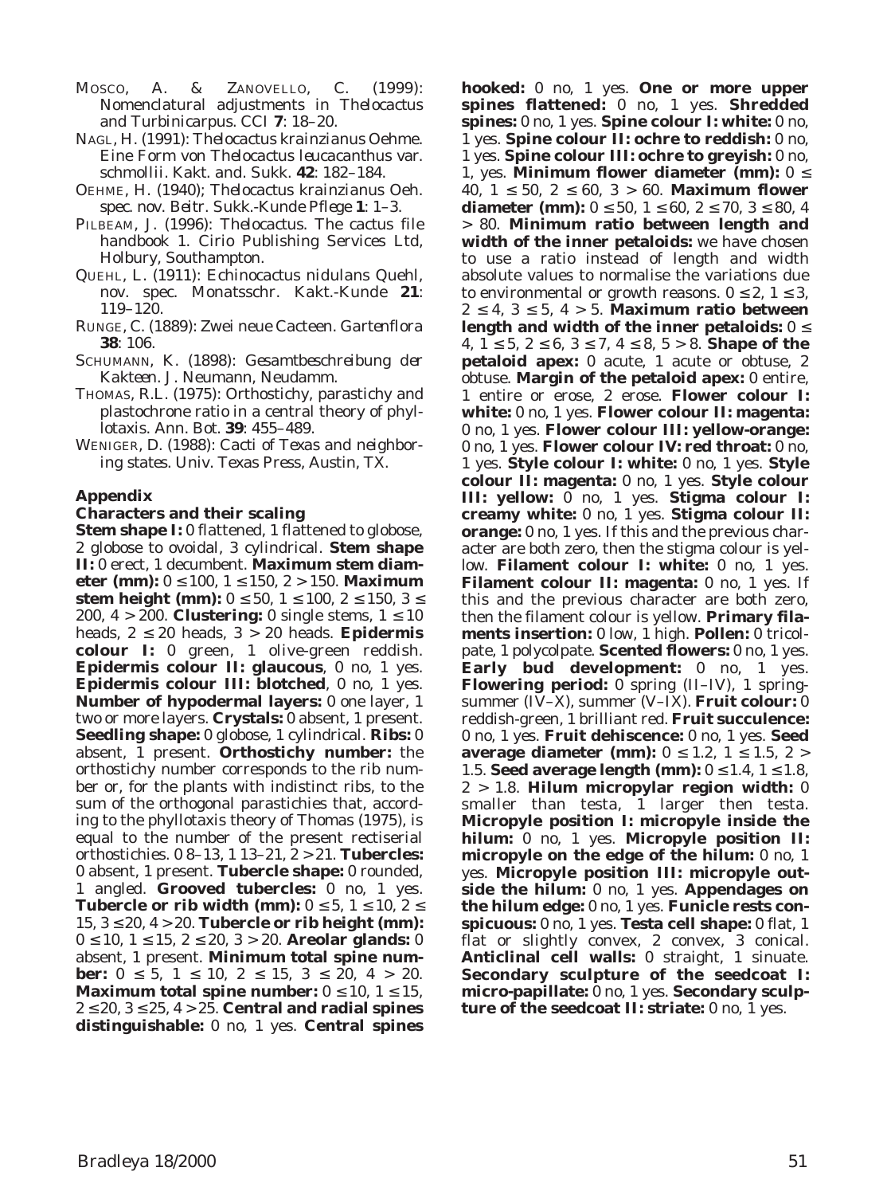MOSCO, A. & ZANOVELLO, C. (1999): Nomenclatural adjustments in *Thelocactus* and *Turbinicarpus*. CCI **7**: 18–20.

NAGL, H. (1991): *Thelocactus krainzianus* Oehme. Eine Form von *Thelocactus leucacanthus* var. *schmollii*. Kakt. and. Sukk. **42**: 182–184.

OEHME, H. (1940); *Thelocactus krainzianus* Oeh. spec. nov. *Beitr. Sukk.-Kunde Pflege* **1**: 1–3.

PILBEAM, J. (1996): *Thelocactus. The cactus file handbook 1*. Cirio Publishing Services Ltd, Holbury, Southampton.

QUEHL, L. (1911): *Echinocactus nidulans* Quehl, nov. spec. Monatsschr. Kakt.-Kunde **21**: 119–120.

RUNGE, C. (1889): Zwei neue Cacteen. *Gartenflora* **38**: 106.

SCHUMANN, K. (1898): *Gesamtbeschreibung der Kakteen*. J. Neumann, Neudamm.

THOMAS, R.L. (1975): Orthostichy, parastichy and plastochrone ratio in a central theory of phyllotaxis. Ann. Bot. **39**: 455–489.

WENIGER, D. (1988): *Cacti of Texas and neighboring states*. Univ. Texas Press, Austin, TX.

## Appendix

### Characters and their scaling

**Stem shape I:** 0 flattened, 1 flattened to globose, 2 globose to ovoidal, 3 cylindrical. **Stem shape II:** 0 erect, 1 decumbent. **Maximum stem diameter (mm):** 0 ≤ 100, 1 ≤ 150, 2 > 150. **Maximum stem height (mm):** 0 ≤ 50, 1 ≤ 100, 2 ≤ 150, 3 ≤ 200, 4 > 200. **Clustering:** 0 single stems, 1 ≤ 10 heads, 2 ≤ 20 heads, 3 > 20 heads. **Epidermis colour I:** 0 green, 1 olive-green reddish. **Epidermis colour II: glaucous**, 0 no, 1 yes. **Epidermis colour III: blotched**, 0 no, 1 yes. **Number of hypodermal layers:** 0 one layer, 1 two or more layers. **Crystals:** 0 absent, 1 present. **Seedling shape:** 0 globose, 1 cylindrical. **Ribs:** 0 absent, 1 present. **Orthostichy number:** the orthostichy number corresponds to the rib number or, for the plants with indistinct ribs, to the sum of the orthogonal parastichies that, according to the phyllotaxis theory of Thomas (1975), is equal to the number of the present rectiserial orthostichies. 0 8–13, 1 13–21, 2 > 21. **Tubercles:** 0 absent, 1 present. **Tubercle shape:** 0 rounded, 1 angled. **Grooved tubercles:** 0 no, 1 yes. **Tubercle or rib width (mm):** 0 ≤ 5, 1 ≤ 10, 2 ≤ 15, 3 ≤ 20, 4 > 20. **Tubercle or rib height (mm):** 0 ≤ 10, 1 ≤ 15, 2 ≤ 20, 3 > 20. **Areolar glands:** 0 absent, 1 present. **Minimum total spine number:** 0 ≤ 5, 1 ≤ 10, 2 ≤ 15, 3 ≤ 20, 4 > 20. **Maximum total spine number:** 0 ≤ 10, 1 ≤ 15, 2 ≤ 20, 3 ≤ 25, 4 > 25. **Central and radial spines distinguishable:** 0 no, 1 yes. **Central spines hooked:** 0 no, 1 yes. **One or more upper spines flattened:** 0 no, 1 yes. **Shredded spines:** 0 no, 1 yes. **Spine colour I: white:** 0 no, 1 yes. **Spine colour II: ochre to reddish:** 0 no, 1 yes. **Spine colour III: ochre to greyish:** 0 no, 1, yes. **Minimum flower diameter (mm):** 0 ≤ 40, 1 ≤ 50, 2 ≤ 60, 3 > 60. **Maximum flower diameter (mm):** 0 ≤ 50, 1 ≤ 60, 2 ≤ 70, 3 ≤ 80, 4 > 80. **Minimum ratio between length and width of the inner petaloids:** we have chosen to use a ratio instead of length and width absolute values to normalise the variations due to environmental or growth reasons. 0 ≤ 2, 1 ≤ 3, 2 ≤ 4, 3 ≤ 5, 4 > 5. **Maximum ratio between length and width of the inner petaloids:** 0 ≤ 4, 1 ≤ 5, 2 ≤ 6, 3 ≤ 7, 4 ≤ 8, 5 > 8. **Shape of the petaloid apex:** 0 acute, 1 acute or obtuse, 2 obtuse. **Margin of the petaloid apex:** 0 entire, 1 entire or erose, 2 erose. **Flower colour I: white:** 0 no, 1 yes. **Flower colour II: magenta:** 0 no, 1 yes. **Flower colour III: yellow-orange:** 0 no, 1 yes. **Flower colour IV: red throat:** 0 no, 1 yes. **Style colour I: white:** 0 no, 1 yes. **Style colour II: magenta:** 0 no, 1 yes. **Style colour III: yellow:** 0 no, 1 yes. **Stigma colour I: creamy white:** 0 no, 1 yes. **Stigma colour II: orange:** 0 no, 1 yes. If this and the previous character are both zero, then the stigma colour is yellow. **Filament colour I: white:** 0 no, 1 yes. **Filament colour II: magenta:** 0 no, 1 yes. If this and the previous character are both zero, then the filament colour is yellow. **Primary filaments insertion:** 0 low, 1 high. **Pollen:** 0 tricolpate, 1 polycolpate. **Scented flowers:** 0 no, 1 yes. **Early bud development:** 0 no, 1 yes. **Flowering period:** 0 spring (II–IV), 1 spring-summer (IV–X), summer (V–IX). **Fruit colour:** 0 reddish-green, 1 brilliant red. **Fruit succulence:** 0 no, 1 yes. **Fruit dehiscence:** 0 no, 1 yes. **Seed average diameter (mm):** 0 ≤ 1.2, 1 ≤ 1.5, 2 > 1.5. **Seed average length (mm):** 0 ≤ 1.4, 1 ≤ 1.8, 2 > 1.8. **Hilum micropylar region width:** 0 smaller than testa, 1 larger then testa. **Micropyle position I: micropyle inside the hilum:** 0 no, 1 yes. **Micropyle position II: micropyle on the edge of the hilum:** 0 no, 1 yes. **Micropyle position III: micropyle outside the hilum:** 0 no, 1 yes. **Appendages on the hilum edge:** 0 no, 1 yes. **Funicle rests conspicuous:** 0 no, 1 yes. **Testa cell shape:** 0 flat, 1 flat or slightly convex, 2 convex, 3 conical. **Anticlinal cell walls:** 0 straight, 1 sinuate. **Secondary sculpture of the seedcoat I: micro-papillate:** 0 no, 1 yes. **Secondary sculpture of the seedcoat II: striate:** 0 no, 1 yes.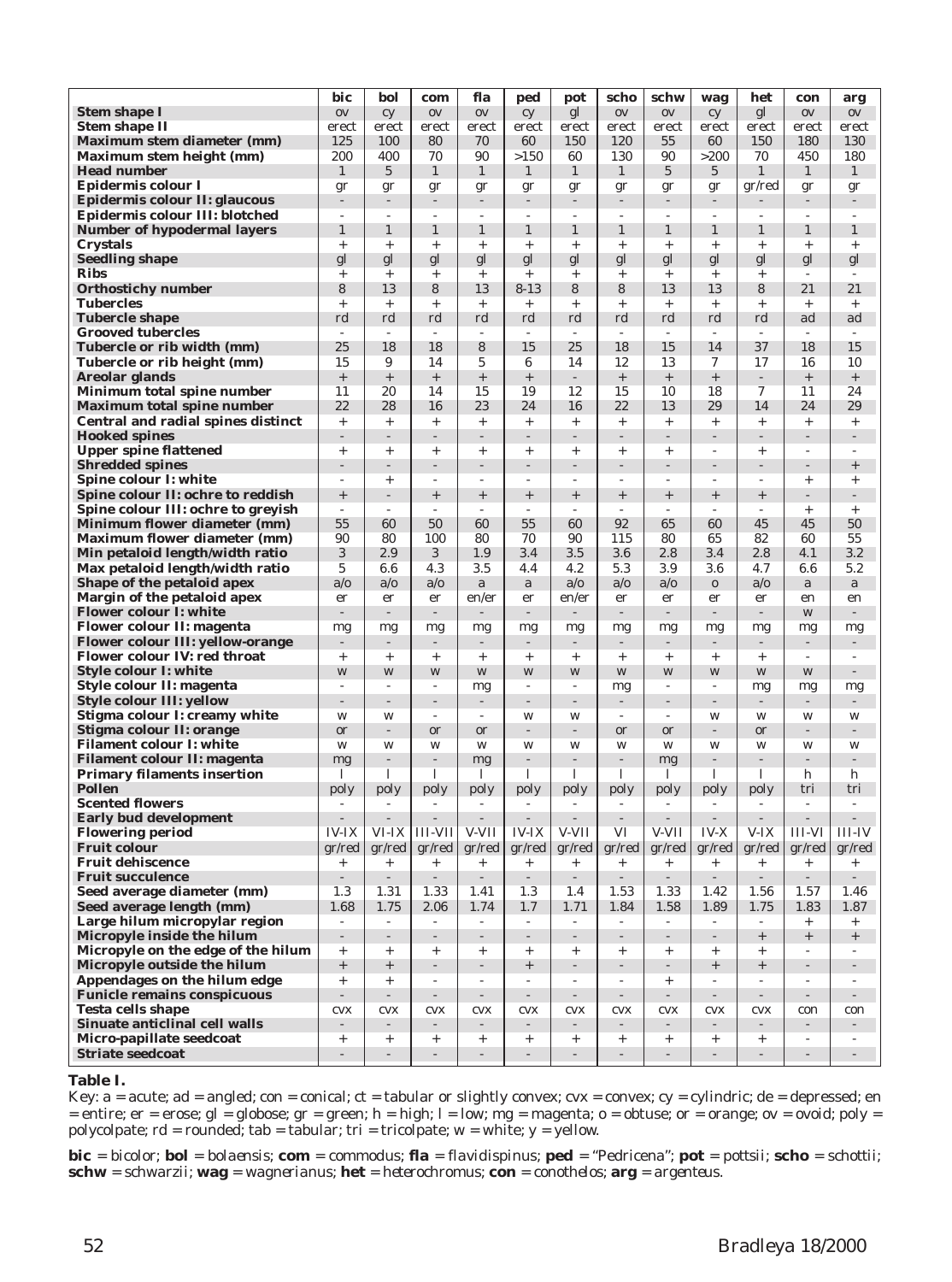| | bic | bol | com | fla | ped | pot | scho | schw | wag | het | con | arg |
|---|---|---|---|---|---|---|---|---|---|---|---|---|
| **Stem shape I** | ov | cy | ov | ov | cy | gl | ov | ov | cy | gl | ov | ov |
| **Stem shape II** | erect | erect | erect | erect | erect | erect | erect | erect | erect | erect | erect | erect |
| **Maximum stem diameter (mm)** | 125 | 100 | 80 | 70 | 60 | 150 | 120 | 55 | 60 | 150 | 180 | 130 |
| **Maximum stem height (mm)** | 200 | 400 | 70 | 90 | >150 | 60 | 130 | 90 | >200 | 70 | 450 | 180 |
| **Head number** | 1 | 5 | 1 | 1 | 1 | 1 | 1 | 5 | 5 | 1 | 1 | 1 |
| **Epidermis colour I** | gr | gr | gr | gr | gr | gr | gr | gr | gr | gr/red | gr | gr |
| **Epidermis colour II: glaucous** | - | - | - | - | - | - | - | - | - | - | - | - |
| **Epidermis colour III: blotched** | - | - | - | - | - | - | - | - | - | - | - | - |
| **Number of hypodermal layers** | 1 | 1 | 1 | 1 | 1 | 1 | 1 | 1 | 1 | 1 | 1 | 1 |
| **Crystals** | + | + | + | + | + | + | + | + | + | + | + | + |
| **Seedling shape** | gl | gl | gl | gl | gl | gl | gl | gl | gl | gl | gl | gl |
| **Ribs** | + | + | + | + | + | + | + | + | + | + | - | - |
| **Orthostichy number** | 8 | 13 | 8 | 13 | 8-13 | 8 | 8 | 13 | 13 | 8 | 21 | 21 |
| **Tubercles** | + | + | + | + | + | + | + | + | + | + | + | + |
| **Tubercle shape** | rd | rd | rd | rd | rd | rd | rd | rd | rd | rd | ad | ad |
| **Grooved tubercles** | - | - | - | - | - | - | - | - | - | - | - | - |
| **Tubercle or rib width (mm)** | 25 | 18 | 18 | 8 | 15 | 25 | 18 | 15 | 14 | 37 | 18 | 15 |
| **Tubercle or rib height (mm)** | 15 | 9 | 14 | 5 | 6 | 14 | 12 | 13 | 7 | 17 | 16 | 10 |
| **Areolar glands** | + | + | + | + | + | - | + | + | + | - | + | + |
| **Minimum total spine number** | 11 | 20 | 14 | 15 | 19 | 12 | 15 | 10 | 18 | 7 | 11 | 24 |
| **Maximum total spine number** | 22 | 28 | 16 | 23 | 24 | 16 | 22 | 13 | 29 | 14 | 24 | 29 |
| **Central and radial spines distinct** | + | + | + | + | + | + | + | + | + | + | + | + |
| **Hooked spines** | - | - | - | - | - | - | - | - | - | - | - | - |
| **Upper spine flattened** | + | + | + | + | + | + | + | + | - | + | - | - |
| **Shredded spines** | - | - | - | - | - | - | - | - | - | - | - | + |
| **Spine colour I: white** | - | + | - | - | - | - | - | - | - | - | + | + |
| **Spine colour II: ochre to reddish** | + | - | + | + | + | + | + | + | + | + | - | - |
| **Spine colour III: ochre to greyish** | - | - | - | - | - | - | - | - | - | - | + | + |
| **Minimum flower diameter (mm)** | 55 | 60 | 50 | 60 | 55 | 60 | 92 | 65 | 60 | 45 | 45 | 50 |
| **Maximum flower diameter (mm)** | 90 | 80 | 100 | 80 | 70 | 90 | 115 | 80 | 65 | 82 | 60 | 55 |
| **Min petaloid length/width ratio** | 3 | 2.9 | 3 | 1.9 | 3.4 | 3.5 | 3.6 | 2.8 | 3.4 | 2.8 | 4.1 | 3.2 |
| **Max petaloid length/width ratio** | 5 | 6.6 | 4.3 | 3.5 | 4.4 | 4.2 | 5.3 | 3.9 | 3.6 | 4.7 | 6.6 | 5.2 |
| **Shape of the petaloid apex** | a/o | a/o | a/o | a | a | a/o | a/o | a/o | o | a/o | a | a |
| **Margin of the petaloid apex** | er | er | er | en/er | er | en/er | er | er | er | er | en | en |
| **Flower colour I: white** | - | - | - | - | - | - | - | - | - | - | w | - |
| **Flower colour II: magenta** | mg | mg | mg | mg | mg | mg | mg | mg | mg | mg | mg | mg |
| **Flower colour III: yellow-orange** | - | - | - | - | - | - | - | - | - | - | - | - |
| **Flower colour IV: red throat** | + | + | + | + | + | + | + | + | + | + | - | - |
| **Style colour I: white** | w | w | w | w | w | w | w | w | w | w | w | - |
| **Style colour II: magenta** | - | - | - | mg | - | - | mg | - | - | mg | mg | mg |
| **Style colour III: yellow** | - | - | - | - | - | - | - | - | - | - | - | - |
| **Stigma colour I: creamy white** | w | w | - | - | w | w | - | - | w | w | w | w |
| **Stigma colour II: orange** | or | - | or | or | - | - | or | or | - | or | - | - |
| **Filament colour I: white** | w | w | w | w | w | w | w | w | w | w | w | w |
| **Filament colour II: magenta** | mg | - | - | mg | - | - | - | mg | - | - | - | - |
| **Primary filaments insertion** | l | l | l | l | l | l | l | l | l | l | h | h |
| **Pollen** | poly | poly | poly | poly | poly | poly | poly | poly | poly | poly | tri | tri |
| **Scented flowers** | - | - | - | - | - | - | - | - | - | - | - | - |
| **Early bud development** | - | - | - | - | - | - | - | - | - | - | - | - |
| **Flowering period** | IV-IX | VI-IX | III-VII | V-VII | IV-IX | V-VII | VI | V-VII | IV-X | V-IX | III-VI | III-IV |
| **Fruit colour** | gr/red | gr/red | gr/red | gr/red | gr/red | gr/red | gr/red | gr/red | gr/red | gr/red | gr/red | gr/red |
| **Fruit dehiscence** | + | + | + | + | + | + | + | + | + | + | + | + |
| **Fruit succulence** | - | - | - | - | - | - | - | - | - | - | - | - |
| **Seed average diameter (mm)** | 1.3 | 1.31 | 1.33 | 1.41 | 1.3 | 1.4 | 1.53 | 1.33 | 1.42 | 1.56 | 1.57 | 1.46 |
| **Seed average length (mm)** | 1.68 | 1.75 | 2.06 | 1.74 | 1.7 | 1.71 | 1.84 | 1.58 | 1.89 | 1.75 | 1.83 | 1.87 |
| **Large hilum micropylar region** | - | - | - | - | - | - | - | - | - | - | + | + |
| **Micropyle inside the hilum** | - | - | - | - | - | - | - | - | - | + | + | + |
| **Micropyle on the edge of the hilum** | + | + | + | + | + | + | + | + | + | + | - | - |
| **Micropyle outside the hilum** | + | + | - | - | + | - | - | - | + | + | - | - |
| **Appendages on the hilum edge** | + | + | - | - | - | - | - | + | - | - | - | - |
| **Funicle remains conspicuous** | - | - | - | - | - | - | - | - | - | - | - | - |
| **Testa cells shape** | cvx | cvx | cvx | cvx | cvx | cvx | cvx | cvx | cvx | cvx | con | con |
| **Sinuate anticlinal cell walls** | - | - | - | - | - | - | - | - | - | - | - | - |
| **Micro-papillate seedcoat** | + | + | + | + | + | + | + | + | + | + | - | - |
| **Striate seedcoat** | - | - | - | - | - | - | - | - | - | - | - | - |

**Table I.**

Key: a = acute; ad = angled; con = conical; ct = tabular or slightly convex; cvx = convex; cy = cylindric; de = depressed; en = entire; er = erose; gl = globose; gr = green; h = high; l = low; mg = magenta; o = obtuse; or = orange; ov = ovoid; poly = polycolpate; rd = rounded; tab = tabular; tri = tricolpate; w = white; y = yellow.

**bic** = *bicolor*; **bol** = *bolaensis*; **com** = *commodus*; **fla** = *flavidispinus*; **ped** = "Pedricena"; **pot** = *pottsii*; **scho** = *schottii*; **schw** = *schwarzii*; **wag** = *wagnerianus*; **het** = *heterochromus*; **con** = *conothelos*; **arg** = *argenteus*.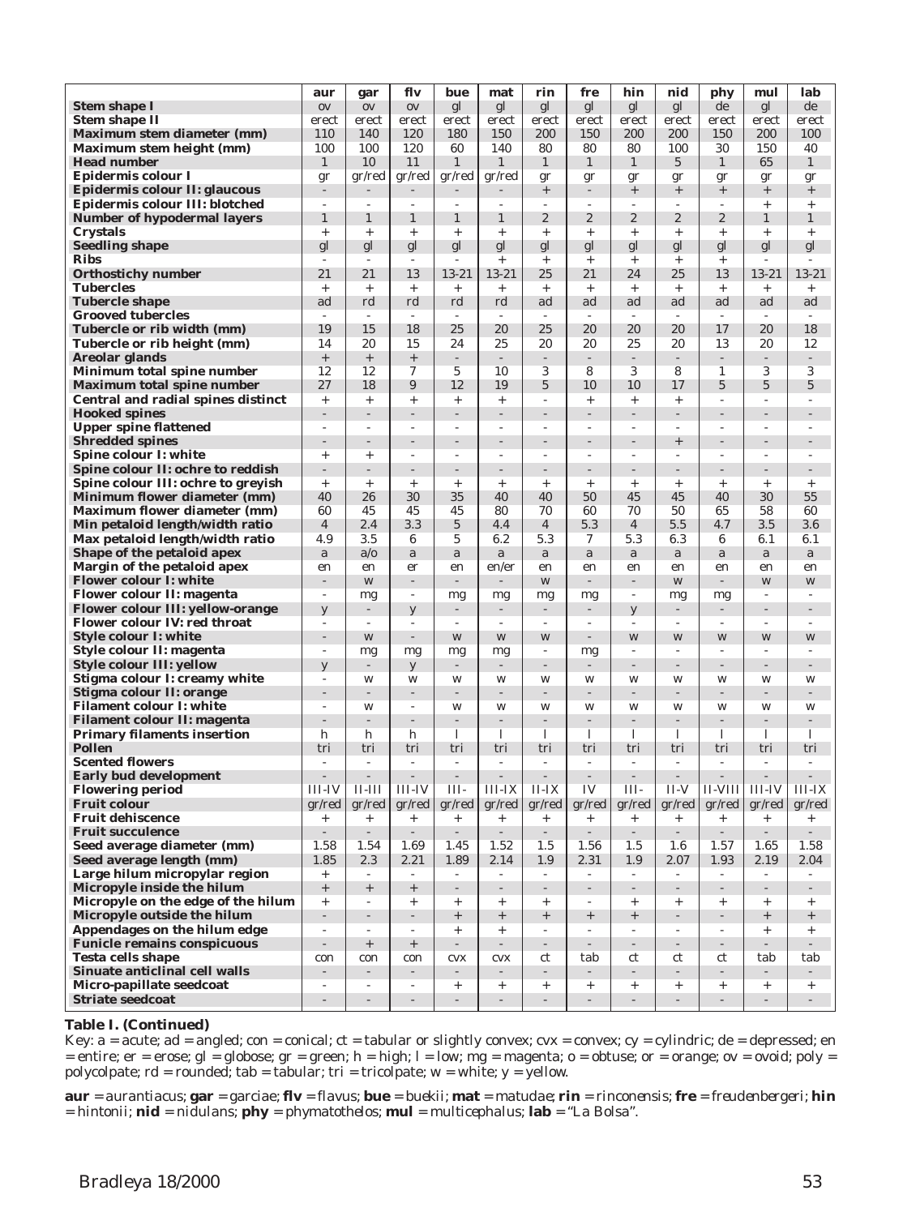| | aur | gar | flv | bue | mat | rin | fre | hin | nid | phy | mul | lab |
|---|---|---|---|---|---|---|---|---|---|---|---|---|
| **Stem shape I** | ov | ov | ov | gl | gl | gl | gl | gl | gl | de | gl | de |
| **Stem shape II** | erect | erect | erect | erect | erect | erect | erect | erect | erect | erect | erect | erect |
| **Maximum stem diameter (mm)** | 110 | 140 | 120 | 180 | 150 | 200 | 150 | 200 | 200 | 150 | 200 | 100 |
| **Maximum stem height (mm)** | 100 | 100 | 120 | 60 | 140 | 80 | 80 | 80 | 100 | 30 | 150 | 40 |
| **Head number** | 1 | 10 | 11 | 1 | 1 | 1 | 1 | 1 | 5 | 1 | 65 | 1 |
| **Epidermis colour I** | gr | gr/red | gr/red | gr/red | gr/red | gr | gr | gr | gr | gr | gr | gr |
| **Epidermis colour II: glaucous** | - | - | - | - | - | + | - | + | + | + | + | + |
| **Epidermis colour III: blotched** | - | - | - | - | - | - | - | - | - | - | + | + |
| **Number of hypodermal layers** | 1 | 1 | 1 | 1 | 1 | 2 | 2 | 2 | 2 | 2 | 1 | 1 |
| **Crystals** | + | + | + | + | + | + | + | + | + | + | + | + |
| **Seedling shape** | gl | gl | gl | gl | gl | gl | gl | gl | gl | gl | gl | gl |
| **Ribs** | - | - | - | - | + | + | + | + | + | + | - | - |
| **Orthostichy number** | 21 | 21 | 13 | 13-21 | 13-21 | 25 | 21 | 24 | 25 | 13 | 13-21 | 13-21 |
| **Tubercles** | + | + | + | + | + | + | + | + | + | + | + | + |
| **Tubercle shape** | ad | rd | rd | rd | rd | ad | ad | ad | ad | ad | ad | ad |
| **Grooved tubercles** | - | - | - | - | - | - | - | - | - | - | - | - |
| **Tubercle or rib width (mm)** | 19 | 15 | 18 | 25 | 20 | 25 | 20 | 20 | 20 | 17 | 20 | 18 |
| **Tubercle or rib height (mm)** | 14 | 20 | 15 | 24 | 25 | 20 | 20 | 25 | 20 | 13 | 20 | 12 |
| **Areolar glands** | + | + | + | - | - | - | - | - | - | - | - | - |
| **Minimum total spine number** | 12 | 12 | 7 | 5 | 10 | 3 | 8 | 3 | 8 | 1 | 3 | 3 |
| **Maximum total spine number** | 27 | 18 | 9 | 12 | 19 | 5 | 10 | 10 | 17 | 5 | 5 | 5 |
| **Central and radial spines distinct** | + | + | + | + | + | - | + | + | + | - | - | - |
| **Hooked spines** | - | - | - | - | - | - | - | - | - | - | - | - |
| **Upper spine flattened** | - | - | - | - | - | - | - | - | - | - | - | - |
| **Shredded spines** | - | - | - | - | - | - | - | - | + | - | - | - |
| **Spine colour I: white** | + | + | - | - | - | - | - | - | - | - | - | - |
| **Spine colour II: ochre to reddish** | - | - | - | - | - | - | - | - | - | - | - | - |
| **Spine colour III: ochre to greyish** | + | + | + | + | + | + | + | + | + | + | + | + |
| **Minimum flower diameter (mm)** | 40 | 26 | 30 | 35 | 40 | 40 | 50 | 45 | 45 | 40 | 30 | 55 |
| **Maximum flower diameter (mm)** | 60 | 45 | 45 | 45 | 80 | 70 | 60 | 70 | 50 | 65 | 58 | 60 |
| **Min petaloid length/width ratio** | 4 | 2.4 | 3.3 | 5 | 4.4 | 4 | 5.3 | 4 | 5.5 | 4.7 | 3.5 | 3.6 |
| **Max petaloid length/width ratio** | 4.9 | 3.5 | 6 | 5 | 6.2 | 5.3 | 7 | 5.3 | 6.3 | 6 | 6.1 | 6.1 |
| **Shape of the petaloid apex** | a | a/o | a | a | a | a | a | a | a | a | a | a |
| **Margin of the petaloid apex** | en | en | er | en | en/er | en | en | en | en | en | en | en |
| **Flower colour I: white** | - | w | - | - | - | w | - | - | w | - | w | w |
| **Flower colour II: magenta** | - | mg | - | mg | mg | mg | mg | - | mg | mg | - | - |
| **Flower colour III: yellow-orange** | y | - | y | - | - | - | - | y | - | - | - | - |
| **Flower colour IV: red throat** | - | - | - | - | - | - | - | - | - | - | - | - |
| **Style colour I: white** | - | w | - | w | w | w | - | w | w | w | w | w |
| **Style colour II: magenta** | - | mg | mg | mg | mg | - | mg | - | - | - | - | - |
| **Style colour III: yellow** | y | - | y | - | - | - | - | - | - | - | - | - |
| **Stigma colour I: creamy white** | - | w | w | w | w | w | w | w | w | w | w | w |
| **Stigma colour II: orange** | - | - | - | - | - | - | - | - | - | - | - | - |
| **Filament colour I: white** | - | w | - | w | w | w | w | w | w | w | w | w |
| **Filament colour II: magenta** | - | - | - | - | - | - | - | - | - | - | - | - |
| **Primary filaments insertion** | h | h | h | l | l | l | l | l | l | l | l | l |
| **Pollen** | tri | tri | tri | tri | tri | tri | tri | tri | tri | tri | tri | tri |
| **Scented flowers** | - | - | - | - | - | - | - | - | - | - | - | - |
| **Early bud development** | - | - | - | - | - | - | - | - | - | - | - | - |
| **Flowering period** | III-IV | II-III | III-IV | III- | III-IX | II-IX | IV | III- | II-V | II-VIII | III-IV | III-IX |
| **Fruit colour** | gr/red | gr/red | gr/red | gr/red | gr/red | gr/red | gr/red | gr/red | gr/red | gr/red | gr/red | gr/red |
| **Fruit dehiscence** | + | + | + | + | + | + | + | + | + | + | + | + |
| **Fruit succulence** | - | - | - | - | - | - | - | - | - | - | - | - |
| **Seed average diameter (mm)** | 1.58 | 1.54 | 1.69 | 1.45 | 1.52 | 1.5 | 1.56 | 1.5 | 1.6 | 1.57 | 1.65 | 1.58 |
| **Seed average length (mm)** | 1.85 | 2.3 | 2.21 | 1.89 | 2.14 | 1.9 | 2.31 | 1.9 | 2.07 | 1.93 | 2.19 | 2.04 |
| **Large hilum micropylar region** | + | - | - | - | - | - | - | - | - | - | - | - |
| **Micropyle inside the hilum** | + | + | + | - | - | - | - | - | - | - | - | - |
| **Micropyle on the edge of the hilum** | + | - | + | + | + | + | - | + | + | + | + | + |
| **Micropyle outside the hilum** | - | - | - | + | + | + | + | + | - | - | + | + |
| **Appendages on the hilum edge** | - | - | - | + | + | - | - | - | - | - | + | + |
| **Funicle remains conspicuous** | - | + | + | - | - | - | - | - | - | - | - | - |
| **Testa cells shape** | con | con | con | cvx | cvx | ct | tab | ct | ct | ct | tab | tab |
| **Sinuate anticlinal cell walls** | - | - | - | - | - | - | - | - | - | - | - | - |
| **Micro-papillate seedcoat** | - | - | - | + | + | + | + | + | + | + | + | + |
| **Striate seedcoat** | - | - | - | - | - | - | - | - | - | - | - | - |

**Table I. (Continued)**

Key: a = acute; ad = angled; con = conical; ct = tabular or slightly convex; cvx = convex; cy = cylindric; de = depressed; en = entire; er = erose; gl = globose; gr = green; h = high; l = low; mg = magenta; o = obtuse; or = orange; ov = ovoid; poly = polycolpate; rd = rounded; tab = tabular; tri = tricolpate; w = white; y = yellow.

**aur** = *aurantiacus*; **gar** = *garciae*; **flv** = *flavus*; **bue** = *buekii*; **mat** = *matudae*; **rin** = *rinconensis*; **fre** = *freudenbergeri*; **hin** = *hintonii*; **nid** = *nidulans*; **phy** = *phymatothelos*; **mul** = *multicephalus*; **lab** = "La Bolsa".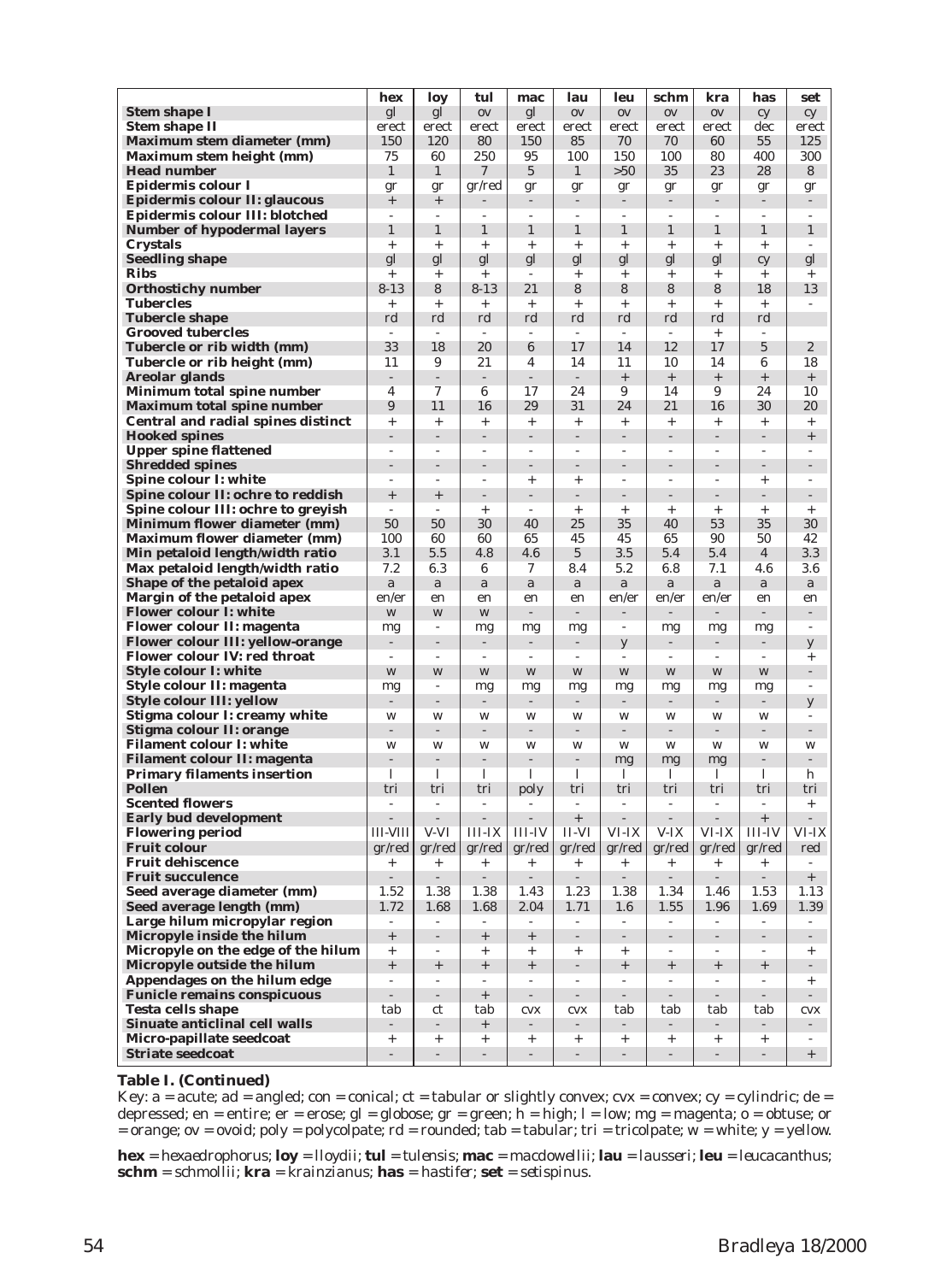| | hex | loy | tul | mac | lau | leu | schm | kra | has | set |
|---|---|---|---|---|---|---|---|---|---|---|
| **Stem shape I** | gl | gl | ov | gl | ov | ov | ov | ov | cy | cy |
| **Stem shape II** | erect | erect | erect | erect | erect | erect | erect | erect | dec | erect |
| **Maximum stem diameter (mm)** | 150 | 120 | 80 | 150 | 85 | 70 | 70 | 60 | 55 | 125 |
| **Maximum stem height (mm)** | 75 | 60 | 250 | 95 | 100 | 150 | 100 | 80 | 400 | 300 |
| **Head number** | 1 | 1 | 7 | 5 | 1 | >50 | 35 | 23 | 28 | 8 |
| **Epidermis colour I** | gr | gr | gr/red | gr | gr | gr | gr | gr | gr | gr |
| **Epidermis colour II: glaucous** | + | + | - | - | - | - | - | - | - | - |
| **Epidermis colour III: blotched** | - | - | - | - | - | - | - | - | - | - |
| **Number of hypodermal layers** | 1 | 1 | 1 | 1 | 1 | 1 | 1 | 1 | 1 | 1 |
| **Crystals** | + | + | + | + | + | + | + | + | + | - |
| **Seedling shape** | gl | gl | gl | gl | gl | gl | gl | gl | cy | gl |
| **Ribs** | + | + | + | - | + | + | + | + | + | + |
| **Orthostichy number** | 8-13 | 8 | 8-13 | 21 | 8 | 8 | 8 | 8 | 18 | 13 |
| **Tubercles** | + | + | + | + | + | + | + | + | + | - |
| **Tubercle shape** | rd | rd | rd | rd | rd | rd | rd | rd | rd | |
| **Grooved tubercles** | - | - | - | - | - | - | - | + | - | |
| **Tubercle or rib width (mm)** | 33 | 18 | 20 | 6 | 17 | 14 | 12 | 17 | 5 | 2 |
| **Tubercle or rib height (mm)** | 11 | 9 | 21 | 4 | 14 | 11 | 10 | 14 | 6 | 18 |
| **Areolar glands** | - | - | - | - | - | + | + | + | + | + |
| **Minimum total spine number** | 4 | 7 | 6 | 17 | 24 | 9 | 14 | 9 | 24 | 10 |
| **Maximum total spine number** | 9 | 11 | 16 | 29 | 31 | 24 | 21 | 16 | 30 | 20 |
| **Central and radial spines distinct** | + | + | + | + | + | + | + | + | + | + |
| **Hooked spines** | - | - | - | - | - | - | - | - | - | + |
| **Upper spine flattened** | - | - | - | - | - | - | - | - | - | - |
| **Shredded spines** | - | - | - | - | - | - | - | - | - | - |
| **Spine colour I: white** | - | - | - | + | + | - | - | - | + | - |
| **Spine colour II: ochre to reddish** | + | + | - | - | - | - | - | - | - | - |
| **Spine colour III: ochre to greyish** | - | - | + | - | + | + | + | + | + | + |
| **Minimum flower diameter (mm)** | 50 | 50 | 30 | 40 | 25 | 35 | 40 | 53 | 35 | 30 |
| **Maximum flower diameter (mm)** | 100 | 60 | 60 | 65 | 45 | 45 | 65 | 90 | 50 | 42 |
| **Min petaloid length/width ratio** | 3.1 | 5.5 | 4.8 | 4.6 | 5 | 3.5 | 5.4 | 5.4 | 4 | 3.3 |
| **Max petaloid length/width ratio** | 7.2 | 6.3 | 6 | 7 | 8.4 | 5.2 | 6.8 | 7.1 | 4.6 | 3.6 |
| **Shape of the petaloid apex** | a | a | a | a | a | a | a | a | a | a |
| **Margin of the petaloid apex** | en/er | en | en | en | en | en/er | en/er | en/er | en | en |
| **Flower colour I: white** | w | w | w | - | - | - | - | - | - | - |
| **Flower colour II: magenta** | mg | - | mg | mg | mg | - | mg | mg | mg | - |
| **Flower colour III: yellow-orange** | - | - | - | - | - | y | - | - | - | y |
| **Flower colour IV: red throat** | - | - | - | - | - | - | - | - | - | + |
| **Style colour I: white** | w | w | w | w | w | w | w | w | w | - |
| **Style colour II: magenta** | mg | - | mg | mg | mg | mg | mg | mg | mg | - |
| **Style colour III: yellow** | - | - | - | - | - | - | - | - | - | y |
| **Stigma colour I: creamy white** | w | w | w | w | w | w | w | w | w | - |
| **Stigma colour II: orange** | - | - | - | - | - | - | - | - | - | - |
| **Filament colour I: white** | w | w | w | w | w | w | w | w | w | w |
| **Filament colour II: magenta** | - | - | - | - | - | mg | mg | mg | - | - |
| **Primary filaments insertion** | l | l | l | l | l | l | l | l | l | h |
| **Pollen** | tri | tri | tri | poly | tri | tri | tri | tri | tri | tri |
| **Scented flowers** | - | - | - | - | - | - | - | - | - | + |
| **Early bud development** | - | - | - | - | + | - | - | - | + | - |
| **Flowering period** | III-VIII | V-VI | III-IX | III-IV | II-VI | VI-IX | V-IX | VI-IX | III-IV | VI-IX |
| **Fruit colour** | gr/red | gr/red | gr/red | gr/red | gr/red | gr/red | gr/red | gr/red | gr/red | red |
| **Fruit dehiscence** | + | + | + | + | + | + | + | + | + | - |
| **Fruit succulence** | - | - | - | - | - | - | - | - | - | + |
| **Seed average diameter (mm)** | 1.52 | 1.38 | 1.38 | 1.43 | 1.23 | 1.38 | 1.34 | 1.46 | 1.53 | 1.13 |
| **Seed average length (mm)** | 1.72 | 1.68 | 1.68 | 2.04 | 1.71 | 1.6 | 1.55 | 1.96 | 1.69 | 1.39 |
| **Large hilum micropylar region** | - | - | - | - | - | - | - | - | - | - |
| **Micropyle inside the hilum** | + | - | + | + | - | - | - | - | - | - |
| **Micropyle on the edge of the hilum** | + | - | + | + | + | + | - | - | - | + |
| **Micropyle outside the hilum** | + | + | + | + | - | + | + | + | + | - |
| **Appendages on the hilum edge** | - | - | - | - | - | - | - | - | - | + |
| **Funicle remains conspicuous** | - | - | + | - | - | - | - | - | - | - |
| **Testa cells shape** | tab | ct | tab | cvx | cvx | tab | tab | tab | tab | cvx |
| **Sinuate anticlinal cell walls** | - | - | + | - | - | - | - | - | - | - |
| **Micro-papillate seedcoat** | + | + | + | + | + | + | + | + | + | - |
| **Striate seedcoat** | - | - | - | - | - | - | - | - | - | + |

**Table I. (Continued)**

Key: a = acute; ad = angled; con = conical; ct = tabular or slightly convex; cvx = convex; cy = cylindric; de = depressed; en = entire; er = erose; gl = globose; gr = green; h = high; l = low; mg = magenta; o = obtuse; or = orange; ov = ovoid; poly = polycolpate; rd = rounded; tab = tabular; tri = tricolpate; w = white; y = yellow.

**hex** = *hexaedrophorus*; **loy** = *lloydii*; **tul** = *tulensis*; **mac** = *macdowellii*; **lau** = *lausseri*; **leu** = *leucacanthus*; **schm** = *schmollii*; **kra** = *krainzianus*; **has** = *hastifer*; **set** = *setispinus*.